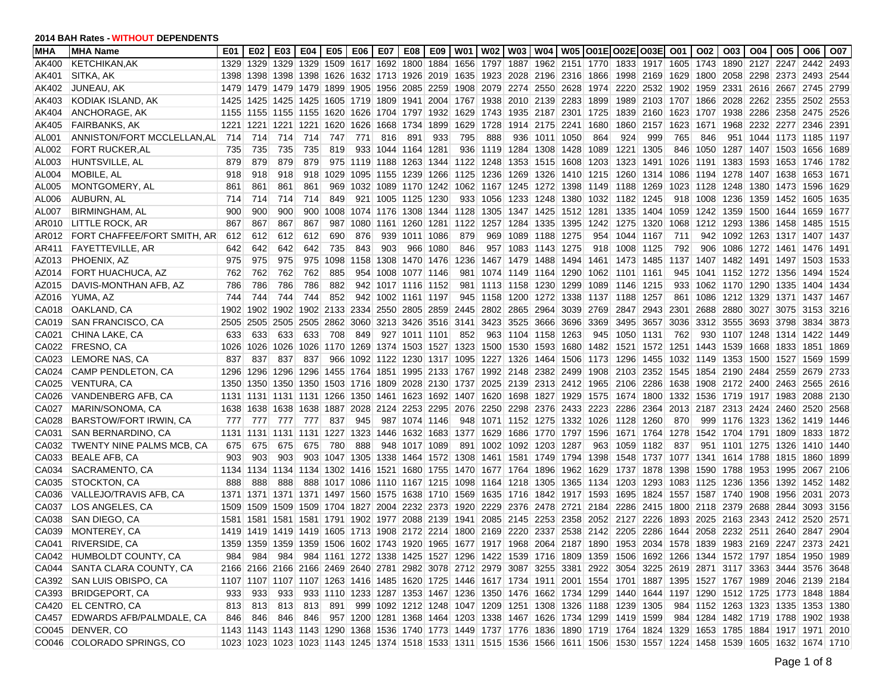**2014 BAH Rates - WITHOUT DEPENDENTS**

| MHA | MHA Name | E01 | E02 | E03 | E04 | E05 | E06 | E07 | E08 | E09 | W01 | W02 | W03 | W04 | W05 | O01E | O02E | O03E | O01 | O02 | O03 | O04 | O05 | O06 | O07 |
|---|---|---|---|---|---|---|---|---|---|---|---|---|---|---|---|---|---|---|---|---|---|---|---|---|---|
| AK400 | KETCHIKAN,AK | 1329 | 1329 | 1329 | 1329 | 1509 | 1617 | 1692 | 1800 | 1884 | 1656 | 1797 | 1887 | 1962 | 2151 | 1770 | 1833 | 1917 | 1605 | 1743 | 1890 | 2127 | 2247 | 2442 | 2493 |
| AK401 | SITKA, AK | 1398 | 1398 | 1398 | 1398 | 1626 | 1632 | 1713 | 1926 | 2019 | 1635 | 1923 | 2028 | 2196 | 2316 | 1866 | 1998 | 2169 | 1629 | 1800 | 2058 | 2298 | 2373 | 2493 | 2544 |
| AK402 | JUNEAU, AK | 1479 | 1479 | 1479 | 1479 | 1899 | 1905 | 1956 | 2085 | 2259 | 1908 | 2079 | 2274 | 2550 | 2628 | 1974 | 2220 | 2532 | 1902 | 1959 | 2331 | 2616 | 2667 | 2745 | 2799 |
| AK403 | KODIAK ISLAND, AK | 1425 | 1425 | 1425 | 1425 | 1605 | 1719 | 1809 | 1941 | 2004 | 1767 | 1938 | 2010 | 2139 | 2283 | 1899 | 1989 | 2103 | 1707 | 1866 | 2028 | 2262 | 2355 | 2502 | 2553 |
| AK404 | ANCHORAGE, AK | 1155 | 1155 | 1155 | 1155 | 1620 | 1626 | 1704 | 1797 | 1932 | 1629 | 1743 | 1935 | 2187 | 2301 | 1725 | 1839 | 2160 | 1623 | 1707 | 1938 | 2286 | 2358 | 2475 | 2526 |
| AK405 | FAIRBANKS, AK | 1221 | 1221 | 1221 | 1221 | 1620 | 1626 | 1668 | 1734 | 1899 | 1629 | 1728 | 1914 | 2175 | 2241 | 1680 | 1860 | 2157 | 1623 | 1671 | 1968 | 2232 | 2277 | 2346 | 2391 |
| AL001 | ANNISTON/FORT MCCLELLAN,AL | 714 | 714 | 714 | 714 | 747 | 771 | 816 | 891 | 933 | 795 | 888 | 936 | 1011 | 1050 | 864 | 924 | 999 | 765 | 846 | 951 | 1044 | 1173 | 1185 | 1197 |
| AL002 | FORT RUCKER,AL | 735 | 735 | 735 | 735 | 819 | 933 | 1044 | 1164 | 1281 | 936 | 1119 | 1284 | 1308 | 1428 | 1089 | 1221 | 1305 | 846 | 1050 | 1287 | 1407 | 1503 | 1656 | 1689 |
| AL003 | HUNTSVILLE, AL | 879 | 879 | 879 | 879 | 975 | 1119 | 1188 | 1263 | 1344 | 1122 | 1248 | 1353 | 1515 | 1608 | 1203 | 1323 | 1491 | 1026 | 1191 | 1383 | 1593 | 1653 | 1746 | 1782 |
| AL004 | MOBILE, AL | 918 | 918 | 918 | 918 | 1029 | 1095 | 1155 | 1239 | 1266 | 1125 | 1236 | 1269 | 1326 | 1410 | 1215 | 1260 | 1314 | 1086 | 1194 | 1278 | 1407 | 1638 | 1653 | 1671 |
| AL005 | MONTGOMERY, AL | 861 | 861 | 861 | 861 | 969 | 1032 | 1089 | 1170 | 1242 | 1062 | 1167 | 1245 | 1272 | 1398 | 1149 | 1188 | 1269 | 1023 | 1128 | 1248 | 1380 | 1473 | 1596 | 1629 |
| AL006 | AUBURN, AL | 714 | 714 | 714 | 714 | 849 | 921 | 1005 | 1125 | 1230 | 933 | 1056 | 1233 | 1248 | 1380 | 1032 | 1182 | 1245 | 918 | 1008 | 1236 | 1359 | 1452 | 1605 | 1635 |
| AL007 | BIRMINGHAM, AL | 900 | 900 | 900 | 900 | 1008 | 1074 | 1176 | 1308 | 1344 | 1128 | 1305 | 1347 | 1425 | 1512 | 1281 | 1335 | 1404 | 1059 | 1242 | 1359 | 1500 | 1644 | 1659 | 1677 |
| AR010 | LITTLE ROCK, AR | 867 | 867 | 867 | 867 | 987 | 1080 | 1161 | 1260 | 1281 | 1122 | 1257 | 1284 | 1335 | 1395 | 1242 | 1275 | 1320 | 1068 | 1212 | 1293 | 1386 | 1458 | 1485 | 1515 |
| AR012 | FORT CHAFFEE/FORT SMITH, AR | 612 | 612 | 612 | 612 | 690 | 876 | 939 | 1011 | 1086 | 879 | 969 | 1089 | 1188 | 1275 | 954 | 1044 | 1167 | 711 | 942 | 1092 | 1263 | 1317 | 1407 | 1437 |
| AR411 | FAYETTEVILLE, AR | 642 | 642 | 642 | 642 | 735 | 843 | 903 | 966 | 1080 | 846 | 957 | 1083 | 1143 | 1275 | 918 | 1008 | 1125 | 792 | 906 | 1086 | 1272 | 1461 | 1476 | 1491 |
| AZ013 | PHOENIX, AZ | 975 | 975 | 975 | 975 | 1098 | 1158 | 1308 | 1470 | 1476 | 1236 | 1467 | 1479 | 1488 | 1494 | 1461 | 1473 | 1485 | 1137 | 1407 | 1482 | 1491 | 1497 | 1503 | 1533 |
| AZ014 | FORT HUACHUCA, AZ | 762 | 762 | 762 | 762 | 885 | 954 | 1008 | 1077 | 1146 | 981 | 1074 | 1149 | 1164 | 1290 | 1062 | 1101 | 1161 | 945 | 1041 | 1152 | 1272 | 1356 | 1494 | 1524 |
| AZ015 | DAVIS-MONTHAN AFB, AZ | 786 | 786 | 786 | 786 | 882 | 942 | 1017 | 1116 | 1152 | 981 | 1113 | 1158 | 1230 | 1299 | 1089 | 1146 | 1215 | 933 | 1062 | 1170 | 1290 | 1335 | 1404 | 1434 |
| AZ016 | YUMA, AZ | 744 | 744 | 744 | 744 | 852 | 942 | 1002 | 1161 | 1197 | 945 | 1158 | 1200 | 1272 | 1338 | 1137 | 1188 | 1257 | 861 | 1086 | 1212 | 1329 | 1371 | 1437 | 1467 |
| CA018 | OAKLAND, CA | 1902 | 1902 | 1902 | 1902 | 2133 | 2334 | 2550 | 2805 | 2859 | 2445 | 2802 | 2865 | 2964 | 3039 | 2769 | 2847 | 2943 | 2301 | 2688 | 2880 | 3027 | 3075 | 3153 | 3216 |
| CA019 | SAN FRANCISCO, CA | 2505 | 2505 | 2505 | 2505 | 2862 | 3060 | 3213 | 3426 | 3516 | 3141 | 3423 | 3525 | 3666 | 3696 | 3369 | 3495 | 3657 | 3036 | 3312 | 3555 | 3693 | 3798 | 3834 | 3873 |
| CA021 | CHINA LAKE, CA | 633 | 633 | 633 | 633 | 708 | 849 | 927 | 1011 | 1101 | 852 | 963 | 1104 | 1158 | 1263 | 945 | 1050 | 1131 | 762 | 930 | 1107 | 1248 | 1314 | 1422 | 1449 |
| CA022 | FRESNO, CA | 1026 | 1026 | 1026 | 1026 | 1170 | 1269 | 1374 | 1503 | 1527 | 1323 | 1500 | 1530 | 1593 | 1680 | 1482 | 1521 | 1572 | 1251 | 1443 | 1539 | 1668 | 1833 | 1851 | 1869 |
| CA023 | LEMORE NAS, CA | 837 | 837 | 837 | 837 | 966 | 1092 | 1122 | 1230 | 1317 | 1095 | 1227 | 1326 | 1464 | 1506 | 1173 | 1296 | 1455 | 1032 | 1149 | 1353 | 1500 | 1527 | 1569 | 1599 |
| CA024 | CAMP PENDLETON, CA | 1296 | 1296 | 1296 | 1296 | 1455 | 1764 | 1851 | 1995 | 2133 | 1767 | 1992 | 2148 | 2382 | 2499 | 1908 | 2103 | 2352 | 1545 | 1854 | 2190 | 2484 | 2559 | 2679 | 2733 |
| CA025 | VENTURA, CA | 1350 | 1350 | 1350 | 1350 | 1503 | 1716 | 1809 | 2028 | 2130 | 1737 | 2025 | 2139 | 2313 | 2412 | 1965 | 2106 | 2286 | 1638 | 1908 | 2172 | 2400 | 2463 | 2565 | 2616 |
| CA026 | VANDENBERG AFB, CA | 1131 | 1131 | 1131 | 1131 | 1266 | 1350 | 1461 | 1623 | 1692 | 1407 | 1620 | 1698 | 1827 | 1929 | 1575 | 1674 | 1800 | 1332 | 1536 | 1719 | 1917 | 1983 | 2088 | 2130 |
| CA027 | MARIN/SONOMA, CA | 1638 | 1638 | 1638 | 1638 | 1887 | 2028 | 2124 | 2253 | 2295 | 2076 | 2250 | 2298 | 2376 | 2433 | 2223 | 2286 | 2364 | 2013 | 2187 | 2313 | 2424 | 2460 | 2520 | 2568 |
| CA028 | BARSTOW/FORT IRWIN, CA | 777 | 777 | 777 | 777 | 837 | 945 | 987 | 1074 | 1146 | 948 | 1071 | 1152 | 1275 | 1332 | 1026 | 1128 | 1260 | 870 | 999 | 1176 | 1323 | 1362 | 1419 | 1446 |
| CA031 | SAN BERNARDINO, CA | 1131 | 1131 | 1131 | 1131 | 1227 | 1323 | 1446 | 1632 | 1683 | 1377 | 1629 | 1686 | 1770 | 1797 | 1596 | 1671 | 1764 | 1278 | 1542 | 1704 | 1791 | 1809 | 1833 | 1872 |
| CA032 | TWENTY NINE PALMS MCB, CA | 675 | 675 | 675 | 675 | 780 | 888 | 948 | 1017 | 1089 | 891 | 1002 | 1092 | 1203 | 1287 | 963 | 1059 | 1182 | 837 | 951 | 1101 | 1275 | 1326 | 1410 | 1440 |
| CA033 | BEALE AFB, CA | 903 | 903 | 903 | 903 | 1047 | 1305 | 1338 | 1464 | 1572 | 1308 | 1461 | 1581 | 1749 | 1794 | 1398 | 1548 | 1737 | 1077 | 1341 | 1614 | 1788 | 1815 | 1860 | 1899 |
| CA034 | SACRAMENTO, CA | 1134 | 1134 | 1134 | 1134 | 1302 | 1416 | 1521 | 1680 | 1755 | 1470 | 1677 | 1764 | 1896 | 1962 | 1629 | 1737 | 1878 | 1398 | 1590 | 1788 | 1953 | 1995 | 2067 | 2106 |
| CA035 | STOCKTON, CA | 888 | 888 | 888 | 888 | 1017 | 1086 | 1110 | 1167 | 1215 | 1098 | 1164 | 1218 | 1305 | 1365 | 1134 | 1203 | 1293 | 1083 | 1125 | 1236 | 1356 | 1392 | 1452 | 1482 |
| CA036 | VALLEJO/TRAVIS AFB, CA | 1371 | 1371 | 1371 | 1371 | 1497 | 1560 | 1575 | 1638 | 1710 | 1569 | 1635 | 1716 | 1842 | 1917 | 1593 | 1695 | 1824 | 1557 | 1587 | 1740 | 1908 | 1956 | 2031 | 2073 |
| CA037 | LOS ANGELES, CA | 1509 | 1509 | 1509 | 1509 | 1704 | 1827 | 2004 | 2232 | 2373 | 1920 | 2229 | 2376 | 2478 | 2721 | 2184 | 2286 | 2415 | 1800 | 2118 | 2379 | 2688 | 2844 | 3093 | 3156 |
| CA038 | SAN DIEGO, CA | 1581 | 1581 | 1581 | 1581 | 1791 | 1902 | 1977 | 2088 | 2139 | 1941 | 2085 | 2145 | 2253 | 2358 | 2052 | 2127 | 2226 | 1893 | 2025 | 2163 | 2343 | 2412 | 2520 | 2571 |
| CA039 | MONTEREY, CA | 1419 | 1419 | 1419 | 1419 | 1605 | 1713 | 1908 | 2172 | 2214 | 1800 | 2169 | 2220 | 2337 | 2538 | 2142 | 2205 | 2286 | 1644 | 2058 | 2232 | 2511 | 2640 | 2847 | 2904 |
| CA041 | RIVERSIDE, CA | 1359 | 1359 | 1359 | 1359 | 1506 | 1602 | 1743 | 1920 | 1965 | 1677 | 1917 | 1968 | 2064 | 2187 | 1890 | 1953 | 2034 | 1578 | 1839 | 1983 | 2169 | 2247 | 2373 | 2421 |
| CA042 | HUMBOLDT COUNTY, CA | 984 | 984 | 984 | 984 | 1161 | 1272 | 1338 | 1425 | 1527 | 1296 | 1422 | 1539 | 1716 | 1809 | 1359 | 1506 | 1692 | 1266 | 1344 | 1572 | 1797 | 1854 | 1950 | 1989 |
| CA044 | SANTA CLARA COUNTY, CA | 2166 | 2166 | 2166 | 2166 | 2469 | 2640 | 2781 | 2982 | 3078 | 2712 | 2979 | 3087 | 3255 | 3381 | 2922 | 3054 | 3225 | 2619 | 2871 | 3117 | 3363 | 3444 | 3576 | 3648 |
| CA392 | SAN LUIS OBISPO, CA | 1107 | 1107 | 1107 | 1107 | 1263 | 1416 | 1485 | 1620 | 1725 | 1446 | 1617 | 1734 | 1911 | 2001 | 1554 | 1701 | 1887 | 1395 | 1527 | 1767 | 1989 | 2046 | 2139 | 2184 |
| CA393 | BRIDGEPORT, CA | 933 | 933 | 933 | 933 | 1110 | 1233 | 1287 | 1353 | 1467 | 1236 | 1350 | 1476 | 1662 | 1734 | 1299 | 1440 | 1644 | 1197 | 1290 | 1512 | 1725 | 1773 | 1848 | 1884 |
| CA420 | EL CENTRO, CA | 813 | 813 | 813 | 813 | 891 | 999 | 1092 | 1212 | 1248 | 1047 | 1209 | 1251 | 1308 | 1326 | 1188 | 1239 | 1305 | 984 | 1152 | 1263 | 1323 | 1335 | 1353 | 1380 |
| CA457 | EDWARDS AFB/PALMDALE, CA | 846 | 846 | 846 | 846 | 957 | 1200 | 1281 | 1368 | 1464 | 1203 | 1338 | 1467 | 1626 | 1734 | 1299 | 1419 | 1599 | 984 | 1284 | 1482 | 1719 | 1788 | 1902 | 1938 |
| CO045 | DENVER, CO | 1143 | 1143 | 1143 | 1143 | 1290 | 1368 | 1536 | 1740 | 1773 | 1449 | 1737 | 1776 | 1836 | 1890 | 1719 | 1764 | 1824 | 1329 | 1653 | 1785 | 1884 | 1917 | 1971 | 2010 |
| CO046 | COLORADO SPRINGS, CO | 1023 | 1023 | 1023 | 1023 | 1143 | 1245 | 1374 | 1518 | 1533 | 1311 | 1515 | 1536 | 1566 | 1611 | 1506 | 1530 | 1557 | 1224 | 1458 | 1539 | 1605 | 1632 | 1674 | 1710 |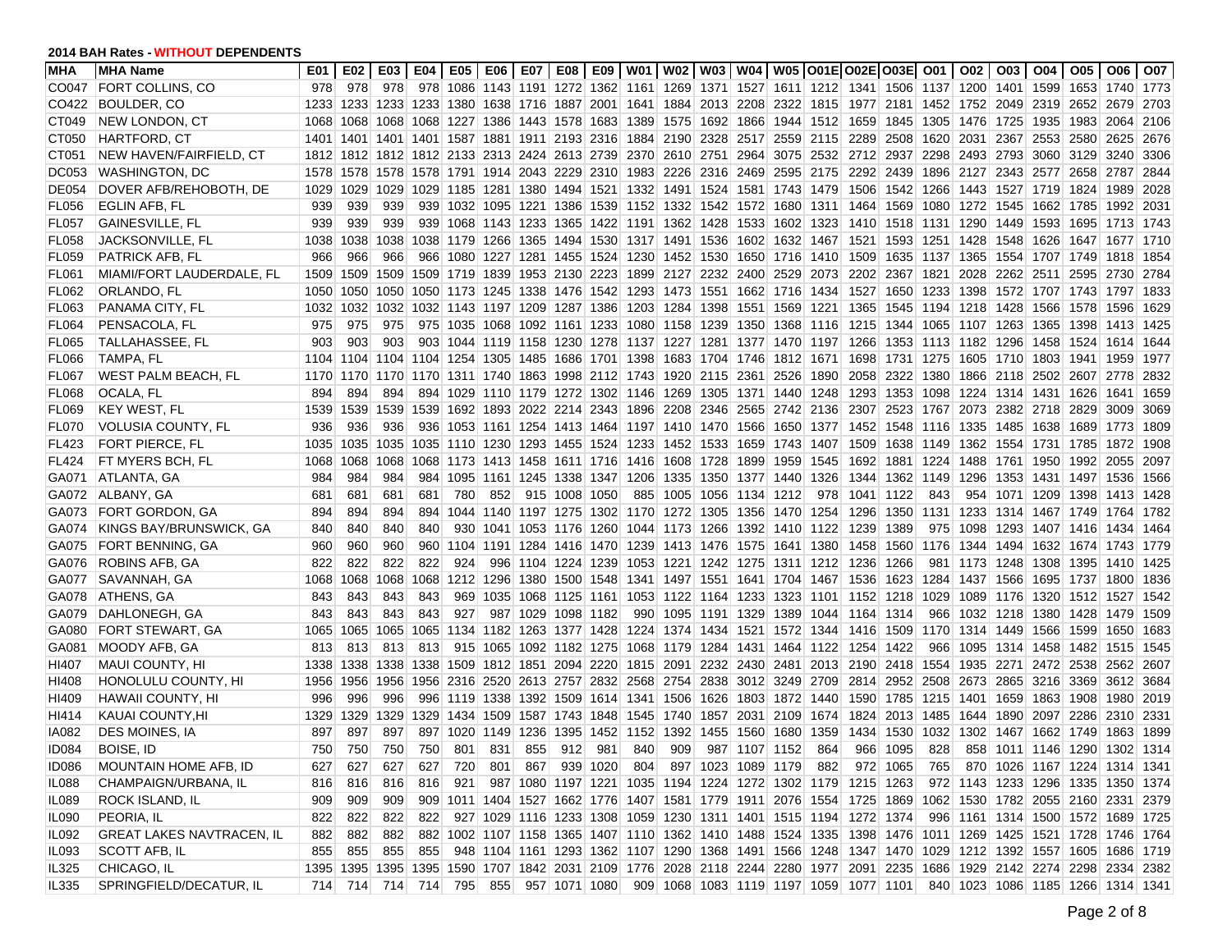**2014 BAH Rates - WITHOUT DEPENDENTS**

| MHA | MHA Name | E01 | E02 | E03 | E04 | E05 | E06 | E07 | E08 | E09 | W01 | W02 | W03 | W04 | W05 | O01E | O02E | O03E | O01 | O02 | O03 | O04 | O05 | O06 | O07 |
|---|---|---|---|---|---|---|---|---|---|---|---|---|---|---|---|---|---|---|---|---|---|---|---|---|---|
| CO047 | FORT COLLINS, CO | 978 | 978 | 978 | 978 | 1086 | 1143 | 1191 | 1272 | 1362 | 1161 | 1269 | 1371 | 1527 | 1611 | 1212 | 1341 | 1506 | 1137 | 1200 | 1401 | 1599 | 1653 | 1740 | 1773 |
| CO422 | BOULDER, CO | 1233 | 1233 | 1233 | 1233 | 1380 | 1638 | 1716 | 1887 | 2001 | 1641 | 1884 | 2013 | 2208 | 2322 | 1815 | 1977 | 2181 | 1452 | 1752 | 2049 | 2319 | 2652 | 2679 | 2703 |
| CT049 | NEW LONDON, CT | 1068 | 1068 | 1068 | 1068 | 1227 | 1386 | 1443 | 1578 | 1683 | 1389 | 1575 | 1692 | 1866 | 1944 | 1512 | 1659 | 1845 | 1305 | 1476 | 1725 | 1935 | 1983 | 2064 | 2106 |
| CT050 | HARTFORD, CT | 1401 | 1401 | 1401 | 1401 | 1587 | 1881 | 1911 | 2193 | 2316 | 1884 | 2190 | 2328 | 2517 | 2559 | 2115 | 2289 | 2508 | 1620 | 2031 | 2367 | 2553 | 2580 | 2625 | 2676 |
| CT051 | NEW HAVEN/FAIRFIELD, CT | 1812 | 1812 | 1812 | 1812 | 2133 | 2313 | 2424 | 2613 | 2739 | 2370 | 2610 | 2751 | 2964 | 3075 | 2532 | 2712 | 2937 | 2298 | 2493 | 2793 | 3060 | 3129 | 3240 | 3306 |
| DC053 | WASHINGTON, DC | 1578 | 1578 | 1578 | 1578 | 1791 | 1914 | 2043 | 2229 | 2310 | 1983 | 2226 | 2316 | 2469 | 2595 | 2175 | 2292 | 2439 | 1896 | 2127 | 2343 | 2577 | 2658 | 2787 | 2844 |
| DE054 | DOVER AFB/REHOBOTH, DE | 1029 | 1029 | 1029 | 1029 | 1185 | 1281 | 1380 | 1494 | 1521 | 1332 | 1491 | 1524 | 1581 | 1743 | 1479 | 1506 | 1542 | 1266 | 1443 | 1527 | 1719 | 1824 | 1989 | 2028 |
| FL056 | EGLIN AFB, FL | 939 | 939 | 939 | 939 | 1032 | 1095 | 1221 | 1386 | 1539 | 1152 | 1332 | 1542 | 1572 | 1680 | 1311 | 1464 | 1569 | 1080 | 1272 | 1545 | 1662 | 1785 | 1992 | 2031 |
| FL057 | GAINESVILLE, FL | 939 | 939 | 939 | 939 | 1068 | 1143 | 1233 | 1365 | 1422 | 1191 | 1362 | 1428 | 1533 | 1602 | 1323 | 1410 | 1518 | 1131 | 1290 | 1449 | 1593 | 1695 | 1713 | 1743 |
| FL058 | JACKSONVILLE, FL | 1038 | 1038 | 1038 | 1038 | 1179 | 1266 | 1365 | 1494 | 1530 | 1317 | 1491 | 1536 | 1602 | 1632 | 1467 | 1521 | 1593 | 1251 | 1428 | 1548 | 1626 | 1647 | 1677 | 1710 |
| FL059 | PATRICK AFB, FL | 966 | 966 | 966 | 966 | 1080 | 1227 | 1281 | 1455 | 1524 | 1230 | 1452 | 1530 | 1650 | 1716 | 1410 | 1509 | 1635 | 1137 | 1365 | 1554 | 1707 | 1749 | 1818 | 1854 |
| FL061 | MIAMI/FORT LAUDERDALE, FL | 1509 | 1509 | 1509 | 1509 | 1719 | 1839 | 1953 | 2130 | 2223 | 1899 | 2127 | 2232 | 2400 | 2529 | 2073 | 2202 | 2367 | 1821 | 2028 | 2262 | 2511 | 2595 | 2730 | 2784 |
| FL062 | ORLANDO, FL | 1050 | 1050 | 1050 | 1050 | 1173 | 1245 | 1338 | 1476 | 1542 | 1293 | 1473 | 1551 | 1662 | 1716 | 1434 | 1527 | 1650 | 1233 | 1398 | 1572 | 1707 | 1743 | 1797 | 1833 |
| FL063 | PANAMA CITY, FL | 1032 | 1032 | 1032 | 1032 | 1143 | 1197 | 1209 | 1287 | 1386 | 1203 | 1284 | 1398 | 1551 | 1569 | 1221 | 1365 | 1545 | 1194 | 1218 | 1428 | 1566 | 1578 | 1596 | 1629 |
| FL064 | PENSACOLA, FL | 975 | 975 | 975 | 975 | 1035 | 1068 | 1092 | 1161 | 1233 | 1080 | 1158 | 1239 | 1350 | 1368 | 1116 | 1215 | 1344 | 1065 | 1107 | 1263 | 1365 | 1398 | 1413 | 1425 |
| FL065 | TALLAHASSEE, FL | 903 | 903 | 903 | 903 | 1044 | 1119 | 1158 | 1230 | 1278 | 1137 | 1227 | 1281 | 1377 | 1470 | 1197 | 1266 | 1353 | 1113 | 1182 | 1296 | 1458 | 1524 | 1614 | 1644 |
| FL066 | TAMPA, FL | 1104 | 1104 | 1104 | 1104 | 1254 | 1305 | 1485 | 1686 | 1701 | 1398 | 1683 | 1704 | 1746 | 1812 | 1671 | 1698 | 1731 | 1275 | 1605 | 1710 | 1803 | 1941 | 1959 | 1977 |
| FL067 | WEST PALM BEACH, FL | 1170 | 1170 | 1170 | 1170 | 1311 | 1740 | 1863 | 1998 | 2112 | 1743 | 1920 | 2115 | 2361 | 2526 | 1890 | 2058 | 2322 | 1380 | 1866 | 2118 | 2502 | 2607 | 2778 | 2832 |
| FL068 | OCALA, FL | 894 | 894 | 894 | 894 | 1029 | 1110 | 1179 | 1272 | 1302 | 1146 | 1269 | 1305 | 1371 | 1440 | 1248 | 1293 | 1353 | 1098 | 1224 | 1314 | 1431 | 1626 | 1641 | 1659 |
| FL069 | KEY WEST, FL | 1539 | 1539 | 1539 | 1539 | 1692 | 1893 | 2022 | 2214 | 2343 | 1896 | 2208 | 2346 | 2565 | 2742 | 2136 | 2307 | 2523 | 1767 | 2073 | 2382 | 2718 | 2829 | 3009 | 3069 |
| FL070 | VOLUSIA COUNTY, FL | 936 | 936 | 936 | 936 | 1053 | 1161 | 1254 | 1413 | 1464 | 1197 | 1410 | 1470 | 1566 | 1650 | 1377 | 1452 | 1548 | 1116 | 1335 | 1485 | 1638 | 1689 | 1773 | 1809 |
| FL423 | FORT PIERCE, FL | 1035 | 1035 | 1035 | 1035 | 1110 | 1230 | 1293 | 1455 | 1524 | 1233 | 1452 | 1533 | 1659 | 1743 | 1407 | 1509 | 1638 | 1149 | 1362 | 1554 | 1731 | 1785 | 1872 | 1908 |
| FL424 | FT MYERS BCH, FL | 1068 | 1068 | 1068 | 1068 | 1173 | 1413 | 1458 | 1611 | 1716 | 1416 | 1608 | 1728 | 1899 | 1959 | 1545 | 1692 | 1881 | 1224 | 1488 | 1761 | 1950 | 1992 | 2055 | 2097 |
| GA071 | ATLANTA, GA | 984 | 984 | 984 | 984 | 1095 | 1161 | 1245 | 1338 | 1347 | 1206 | 1335 | 1350 | 1377 | 1440 | 1326 | 1344 | 1362 | 1149 | 1296 | 1353 | 1431 | 1497 | 1536 | 1566 |
| GA072 | ALBANY, GA | 681 | 681 | 681 | 681 | 780 | 852 | 915 | 1008 | 1050 | 885 | 1005 | 1056 | 1134 | 1212 | 978 | 1041 | 1122 | 843 | 954 | 1071 | 1209 | 1398 | 1413 | 1428 |
| GA073 | FORT GORDON, GA | 894 | 894 | 894 | 894 | 1044 | 1140 | 1197 | 1275 | 1302 | 1170 | 1272 | 1305 | 1356 | 1470 | 1254 | 1296 | 1350 | 1131 | 1233 | 1314 | 1467 | 1749 | 1764 | 1782 |
| GA074 | KINGS BAY/BRUNSWICK, GA | 840 | 840 | 840 | 840 | 930 | 1041 | 1053 | 1176 | 1260 | 1044 | 1173 | 1266 | 1392 | 1410 | 1122 | 1239 | 1389 | 975 | 1098 | 1293 | 1407 | 1416 | 1434 | 1464 |
| GA075 | FORT BENNING, GA | 960 | 960 | 960 | 960 | 1104 | 1191 | 1284 | 1416 | 1470 | 1239 | 1413 | 1476 | 1575 | 1641 | 1380 | 1458 | 1560 | 1176 | 1344 | 1494 | 1632 | 1674 | 1743 | 1779 |
| GA076 | ROBINS AFB, GA | 822 | 822 | 822 | 822 | 924 | 996 | 1104 | 1224 | 1239 | 1053 | 1221 | 1242 | 1275 | 1311 | 1212 | 1236 | 1266 | 981 | 1173 | 1248 | 1308 | 1395 | 1410 | 1425 |
| GA077 | SAVANNAH, GA | 1068 | 1068 | 1068 | 1068 | 1212 | 1296 | 1380 | 1500 | 1548 | 1341 | 1497 | 1551 | 1641 | 1704 | 1467 | 1536 | 1623 | 1284 | 1437 | 1566 | 1695 | 1737 | 1800 | 1836 |
| GA078 | ATHENS, GA | 843 | 843 | 843 | 843 | 969 | 1035 | 1068 | 1125 | 1161 | 1053 | 1122 | 1164 | 1233 | 1323 | 1101 | 1152 | 1218 | 1029 | 1089 | 1176 | 1320 | 1512 | 1527 | 1542 |
| GA079 | DAHLONEGH, GA | 843 | 843 | 843 | 843 | 927 | 987 | 1029 | 1098 | 1182 | 990 | 1095 | 1191 | 1329 | 1389 | 1044 | 1164 | 1314 | 966 | 1032 | 1218 | 1380 | 1428 | 1479 | 1509 |
| GA080 | FORT STEWART, GA | 1065 | 1065 | 1065 | 1065 | 1134 | 1182 | 1263 | 1377 | 1428 | 1224 | 1374 | 1434 | 1521 | 1572 | 1344 | 1416 | 1509 | 1170 | 1314 | 1449 | 1566 | 1599 | 1650 | 1683 |
| GA081 | MOODY AFB, GA | 813 | 813 | 813 | 813 | 915 | 1065 | 1092 | 1182 | 1275 | 1068 | 1179 | 1284 | 1431 | 1464 | 1122 | 1254 | 1422 | 966 | 1095 | 1314 | 1458 | 1482 | 1515 | 1545 |
| HI407 | MAUI COUNTY, HI | 1338 | 1338 | 1338 | 1338 | 1509 | 1812 | 1851 | 2094 | 2220 | 1815 | 2091 | 2232 | 2430 | 2481 | 2013 | 2190 | 2418 | 1554 | 1935 | 2271 | 2472 | 2538 | 2562 | 2607 |
| HI408 | HONOLULU COUNTY, HI | 1956 | 1956 | 1956 | 1956 | 2316 | 2520 | 2613 | 2757 | 2832 | 2568 | 2754 | 2838 | 3012 | 3249 | 2709 | 2814 | 2952 | 2508 | 2673 | 2865 | 3216 | 3369 | 3612 | 3684 |
| HI409 | HAWAII COUNTY, HI | 996 | 996 | 996 | 996 | 1119 | 1338 | 1392 | 1509 | 1614 | 1341 | 1506 | 1626 | 1803 | 1872 | 1440 | 1590 | 1785 | 1215 | 1401 | 1659 | 1863 | 1908 | 1980 | 2019 |
| HI414 | KAUAI COUNTY,HI | 1329 | 1329 | 1329 | 1329 | 1434 | 1509 | 1587 | 1743 | 1848 | 1545 | 1740 | 1857 | 2031 | 2109 | 1674 | 1824 | 2013 | 1485 | 1644 | 1890 | 2097 | 2286 | 2310 | 2331 |
| IA082 | DES MOINES, IA | 897 | 897 | 897 | 897 | 1020 | 1149 | 1236 | 1395 | 1452 | 1152 | 1392 | 1455 | 1560 | 1680 | 1359 | 1434 | 1530 | 1032 | 1302 | 1467 | 1662 | 1749 | 1863 | 1899 |
| ID084 | BOISE, ID | 750 | 750 | 750 | 750 | 801 | 831 | 855 | 912 | 981 | 840 | 909 | 987 | 1107 | 1152 | 864 | 966 | 1095 | 828 | 858 | 1011 | 1146 | 1290 | 1302 | 1314 |
| ID086 | MOUNTAIN HOME AFB, ID | 627 | 627 | 627 | 627 | 720 | 801 | 867 | 939 | 1020 | 804 | 897 | 1023 | 1089 | 1179 | 882 | 972 | 1065 | 765 | 870 | 1026 | 1167 | 1224 | 1314 | 1341 |
| IL088 | CHAMPAIGN/URBANA, IL | 816 | 816 | 816 | 816 | 921 | 987 | 1080 | 1197 | 1221 | 1035 | 1194 | 1224 | 1272 | 1302 | 1179 | 1215 | 1263 | 972 | 1143 | 1233 | 1296 | 1335 | 1350 | 1374 |
| IL089 | ROCK ISLAND, IL | 909 | 909 | 909 | 909 | 1011 | 1404 | 1527 | 1662 | 1776 | 1407 | 1581 | 1779 | 1911 | 2076 | 1554 | 1725 | 1869 | 1062 | 1530 | 1782 | 2055 | 2160 | 2331 | 2379 |
| IL090 | PEORIA, IL | 822 | 822 | 822 | 822 | 927 | 1029 | 1116 | 1233 | 1308 | 1059 | 1230 | 1311 | 1401 | 1515 | 1194 | 1272 | 1374 | 996 | 1161 | 1314 | 1500 | 1572 | 1689 | 1725 |
| IL092 | GREAT LAKES NAVTRACEN, IL | 882 | 882 | 882 | 882 | 1002 | 1107 | 1158 | 1365 | 1407 | 1110 | 1362 | 1410 | 1488 | 1524 | 1335 | 1398 | 1476 | 1011 | 1269 | 1425 | 1521 | 1728 | 1746 | 1764 |
| IL093 | SCOTT AFB, IL | 855 | 855 | 855 | 855 | 948 | 1104 | 1161 | 1293 | 1362 | 1107 | 1290 | 1368 | 1491 | 1566 | 1248 | 1347 | 1470 | 1029 | 1212 | 1392 | 1557 | 1605 | 1686 | 1719 |
| IL325 | CHICAGO, IL | 1395 | 1395 | 1395 | 1395 | 1590 | 1707 | 1842 | 2031 | 2109 | 1776 | 2028 | 2118 | 2244 | 2280 | 1977 | 2091 | 2235 | 1686 | 1929 | 2142 | 2274 | 2298 | 2334 | 2382 |
| IL335 | SPRINGFIELD/DECATUR, IL | 714 | 714 | 714 | 714 | 795 | 855 | 957 | 1071 | 1080 | 909 | 1068 | 1083 | 1119 | 1197 | 1059 | 1077 | 1101 | 840 | 1023 | 1086 | 1185 | 1266 | 1314 | 1341 |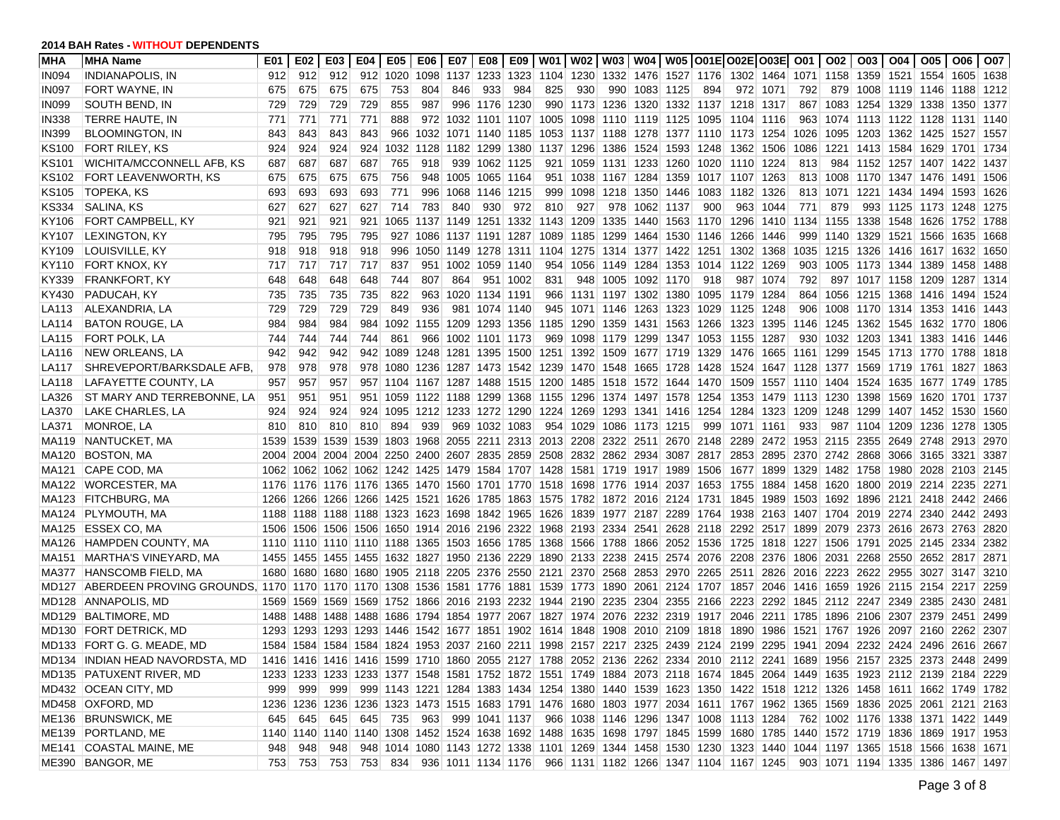**2014 BAH Rates - WITHOUT DEPENDENTS**

| MHA | MHA Name | E01 | E02 | E03 | E04 | E05 | E06 | E07 | E08 | E09 | W01 | W02 | W03 | W04 | W05 | O01E | O02E | O03E | O01 | O02 | O03 | O04 | O05 | O06 | O07 |
|---|---|---|---|---|---|---|---|---|---|---|---|---|---|---|---|---|---|---|---|---|---|---|---|---|---|
| IN094 | INDIANAPOLIS, IN | 912 | 912 | 912 | 912 | 1020 | 1098 | 1137 | 1233 | 1323 | 1104 | 1230 | 1332 | 1476 | 1527 | 1176 | 1302 | 1464 | 1071 | 1158 | 1359 | 1521 | 1554 | 1605 | 1638 |
| IN097 | FORT WAYNE, IN | 675 | 675 | 675 | 675 | 753 | 804 | 846 | 933 | 984 | 825 | 930 | 990 | 1083 | 1125 | 894 | 972 | 1071 | 792 | 879 | 1008 | 1119 | 1146 | 1188 | 1212 |
| IN099 | SOUTH BEND, IN | 729 | 729 | 729 | 729 | 855 | 987 | 996 | 1176 | 1230 | 990 | 1173 | 1236 | 1320 | 1332 | 1137 | 1218 | 1317 | 867 | 1083 | 1254 | 1329 | 1338 | 1350 | 1377 |
| IN338 | TERRE HAUTE, IN | 771 | 771 | 771 | 771 | 888 | 972 | 1032 | 1101 | 1107 | 1005 | 1098 | 1110 | 1119 | 1125 | 1095 | 1104 | 1116 | 963 | 1074 | 1113 | 1122 | 1128 | 1131 | 1140 |
| IN399 | BLOOMINGTON, IN | 843 | 843 | 843 | 843 | 966 | 1032 | 1071 | 1140 | 1185 | 1053 | 1137 | 1188 | 1278 | 1377 | 1110 | 1173 | 1254 | 1026 | 1095 | 1203 | 1362 | 1425 | 1527 | 1557 |
| KS100 | FORT RILEY, KS | 924 | 924 | 924 | 924 | 1032 | 1128 | 1182 | 1299 | 1380 | 1137 | 1296 | 1386 | 1524 | 1593 | 1248 | 1362 | 1506 | 1086 | 1221 | 1413 | 1584 | 1629 | 1701 | 1734 |
| KS101 | WICHITA/MCCONNELL AFB, KS | 687 | 687 | 687 | 687 | 765 | 918 | 939 | 1062 | 1125 | 921 | 1059 | 1131 | 1233 | 1260 | 1020 | 1110 | 1224 | 813 | 984 | 1152 | 1257 | 1407 | 1422 | 1437 |
| KS102 | FORT LEAVENWORTH, KS | 675 | 675 | 675 | 675 | 756 | 948 | 1005 | 1065 | 1164 | 951 | 1038 | 1167 | 1284 | 1359 | 1017 | 1107 | 1263 | 813 | 1008 | 1170 | 1347 | 1476 | 1491 | 1506 |
| KS105 | TOPEKA, KS | 693 | 693 | 693 | 693 | 771 | 996 | 1068 | 1146 | 1215 | 999 | 1098 | 1218 | 1350 | 1446 | 1083 | 1182 | 1326 | 813 | 1071 | 1221 | 1434 | 1494 | 1593 | 1626 |
| KS334 | SALINA, KS | 627 | 627 | 627 | 627 | 714 | 783 | 840 | 930 | 972 | 810 | 927 | 978 | 1062 | 1137 | 900 | 963 | 1044 | 771 | 879 | 993 | 1125 | 1173 | 1248 | 1275 |
| KY106 | FORT CAMPBELL, KY | 921 | 921 | 921 | 921 | 1065 | 1137 | 1149 | 1251 | 1332 | 1143 | 1209 | 1335 | 1440 | 1563 | 1170 | 1296 | 1410 | 1134 | 1155 | 1338 | 1548 | 1626 | 1752 | 1788 |
| KY107 | LEXINGTON, KY | 795 | 795 | 795 | 795 | 927 | 1086 | 1137 | 1191 | 1287 | 1089 | 1185 | 1299 | 1464 | 1530 | 1146 | 1266 | 1446 | 999 | 1140 | 1329 | 1521 | 1566 | 1635 | 1668 |
| KY109 | LOUISVILLE, KY | 918 | 918 | 918 | 918 | 996 | 1050 | 1149 | 1278 | 1311 | 1104 | 1275 | 1314 | 1377 | 1422 | 1251 | 1302 | 1368 | 1035 | 1215 | 1326 | 1416 | 1617 | 1632 | 1650 |
| KY110 | FORT KNOX, KY | 717 | 717 | 717 | 717 | 837 | 951 | 1002 | 1059 | 1140 | 954 | 1056 | 1149 | 1284 | 1353 | 1014 | 1122 | 1269 | 903 | 1005 | 1173 | 1344 | 1389 | 1458 | 1488 |
| KY339 | FRANKFORT, KY | 648 | 648 | 648 | 648 | 744 | 807 | 864 | 951 | 1002 | 831 | 948 | 1005 | 1092 | 1170 | 918 | 987 | 1074 | 792 | 897 | 1017 | 1158 | 1209 | 1287 | 1314 |
| KY430 | PADUCAH, KY | 735 | 735 | 735 | 735 | 822 | 963 | 1020 | 1134 | 1191 | 966 | 1131 | 1197 | 1302 | 1380 | 1095 | 1179 | 1284 | 864 | 1056 | 1215 | 1368 | 1416 | 1494 | 1524 |
| LA113 | ALEXANDRIA, LA | 729 | 729 | 729 | 729 | 849 | 936 | 981 | 1074 | 1140 | 945 | 1071 | 1146 | 1263 | 1323 | 1029 | 1125 | 1248 | 906 | 1008 | 1170 | 1314 | 1353 | 1416 | 1443 |
| LA114 | BATON ROUGE, LA | 984 | 984 | 984 | 984 | 1092 | 1155 | 1209 | 1293 | 1356 | 1185 | 1290 | 1359 | 1431 | 1563 | 1266 | 1323 | 1395 | 1146 | 1245 | 1362 | 1545 | 1632 | 1770 | 1806 |
| LA115 | FORT POLK, LA | 744 | 744 | 744 | 744 | 861 | 966 | 1002 | 1101 | 1173 | 969 | 1098 | 1179 | 1299 | 1347 | 1053 | 1155 | 1287 | 930 | 1032 | 1203 | 1341 | 1383 | 1416 | 1446 |
| LA116 | NEW ORLEANS, LA | 942 | 942 | 942 | 942 | 1089 | 1248 | 1281 | 1395 | 1500 | 1251 | 1392 | 1509 | 1677 | 1719 | 1329 | 1476 | 1665 | 1161 | 1299 | 1545 | 1713 | 1770 | 1788 | 1818 |
| LA117 | SHREVEPORT/BARKSDALE AFB, | 978 | 978 | 978 | 978 | 1080 | 1236 | 1287 | 1473 | 1542 | 1239 | 1470 | 1548 | 1665 | 1728 | 1428 | 1524 | 1647 | 1128 | 1377 | 1569 | 1719 | 1761 | 1827 | 1863 |
| LA118 | LAFAYETTE COUNTY, LA | 957 | 957 | 957 | 957 | 1104 | 1167 | 1287 | 1488 | 1515 | 1200 | 1485 | 1518 | 1572 | 1644 | 1470 | 1509 | 1557 | 1110 | 1404 | 1524 | 1635 | 1677 | 1749 | 1785 |
| LA326 | ST MARY AND TERREBONNE, LA | 951 | 951 | 951 | 951 | 1059 | 1122 | 1188 | 1299 | 1368 | 1155 | 1296 | 1374 | 1497 | 1578 | 1254 | 1353 | 1479 | 1113 | 1230 | 1398 | 1569 | 1620 | 1701 | 1737 |
| LA370 | LAKE CHARLES, LA | 924 | 924 | 924 | 924 | 1095 | 1212 | 1233 | 1272 | 1290 | 1224 | 1269 | 1293 | 1341 | 1416 | 1254 | 1284 | 1323 | 1209 | 1248 | 1299 | 1407 | 1452 | 1530 | 1560 |
| LA371 | MONROE, LA | 810 | 810 | 810 | 810 | 894 | 939 | 969 | 1032 | 1083 | 954 | 1029 | 1086 | 1173 | 1215 | 999 | 1071 | 1161 | 933 | 987 | 1104 | 1209 | 1236 | 1278 | 1305 |
| MA119 | NANTUCKET, MA | 1539 | 1539 | 1539 | 1539 | 1803 | 1968 | 2055 | 2211 | 2313 | 2013 | 2208 | 2322 | 2511 | 2670 | 2148 | 2289 | 2472 | 1953 | 2115 | 2355 | 2649 | 2748 | 2913 | 2970 |
| MA120 | BOSTON, MA | 2004 | 2004 | 2004 | 2004 | 2250 | 2400 | 2607 | 2835 | 2859 | 2508 | 2832 | 2862 | 2934 | 3087 | 2817 | 2853 | 2895 | 2370 | 2742 | 2868 | 3066 | 3165 | 3321 | 3387 |
| MA121 | CAPE COD, MA | 1062 | 1062 | 1062 | 1062 | 1242 | 1425 | 1479 | 1584 | 1707 | 1428 | 1581 | 1719 | 1917 | 1989 | 1506 | 1677 | 1899 | 1329 | 1482 | 1758 | 1980 | 2028 | 2103 | 2145 |
| MA122 | WORCESTER, MA | 1176 | 1176 | 1176 | 1176 | 1365 | 1470 | 1560 | 1701 | 1770 | 1518 | 1698 | 1776 | 1914 | 2037 | 1653 | 1755 | 1884 | 1458 | 1620 | 1800 | 2019 | 2214 | 2235 | 2271 |
| MA123 | FITCHBURG, MA | 1266 | 1266 | 1266 | 1266 | 1425 | 1521 | 1626 | 1785 | 1863 | 1575 | 1782 | 1872 | 2016 | 2124 | 1731 | 1845 | 1989 | 1503 | 1692 | 1896 | 2121 | 2418 | 2442 | 2466 |
| MA124 | PLYMOUTH, MA | 1188 | 1188 | 1188 | 1188 | 1323 | 1623 | 1698 | 1842 | 1965 | 1626 | 1839 | 1977 | 2187 | 2289 | 1764 | 1938 | 2163 | 1407 | 1704 | 2019 | 2274 | 2340 | 2442 | 2493 |
| MA125 | ESSEX CO, MA | 1506 | 1506 | 1506 | 1506 | 1650 | 1914 | 2016 | 2196 | 2322 | 1968 | 2193 | 2334 | 2541 | 2628 | 2118 | 2292 | 2517 | 1899 | 2079 | 2373 | 2616 | 2673 | 2763 | 2820 |
| MA126 | HAMPDEN COUNTY, MA | 1110 | 1110 | 1110 | 1110 | 1188 | 1365 | 1503 | 1656 | 1785 | 1368 | 1566 | 1788 | 1866 | 2052 | 1536 | 1725 | 1818 | 1227 | 1506 | 1791 | 2025 | 2145 | 2334 | 2382 |
| MA151 | MARTHA'S VINEYARD, MA | 1455 | 1455 | 1455 | 1455 | 1632 | 1827 | 1950 | 2136 | 2229 | 1890 | 2133 | 2238 | 2415 | 2574 | 2076 | 2208 | 2376 | 1806 | 2031 | 2268 | 2550 | 2652 | 2817 | 2871 |
| MA377 | HANSCOMB FIELD, MA | 1680 | 1680 | 1680 | 1680 | 1905 | 2118 | 2205 | 2376 | 2550 | 2121 | 2370 | 2568 | 2853 | 2970 | 2265 | 2511 | 2826 | 2016 | 2223 | 2622 | 2955 | 3027 | 3147 | 3210 |
| MD127 | ABERDEEN PROVING GROUNDS, | 1170 | 1170 | 1170 | 1170 | 1308 | 1536 | 1581 | 1776 | 1881 | 1539 | 1773 | 1890 | 2061 | 2124 | 1707 | 1857 | 2046 | 1416 | 1659 | 1926 | 2115 | 2154 | 2217 | 2259 |
| MD128 | ANNAPOLIS, MD | 1569 | 1569 | 1569 | 1569 | 1752 | 1866 | 2016 | 2193 | 2232 | 1944 | 2190 | 2235 | 2304 | 2355 | 2166 | 2223 | 2292 | 1845 | 2112 | 2247 | 2349 | 2385 | 2430 | 2481 |
| MD129 | BALTIMORE, MD | 1488 | 1488 | 1488 | 1488 | 1686 | 1794 | 1854 | 1977 | 2067 | 1827 | 1974 | 2076 | 2232 | 2319 | 1917 | 2046 | 2211 | 1785 | 1896 | 2106 | 2307 | 2379 | 2451 | 2499 |
| MD130 | FORT DETRICK, MD | 1293 | 1293 | 1293 | 1293 | 1446 | 1542 | 1677 | 1851 | 1902 | 1614 | 1848 | 1908 | 2010 | 2109 | 1818 | 1890 | 1986 | 1521 | 1767 | 1926 | 2097 | 2160 | 2262 | 2307 |
| MD133 | FORT G. G. MEADE, MD | 1584 | 1584 | 1584 | 1584 | 1824 | 1953 | 2037 | 2160 | 2211 | 1998 | 2157 | 2217 | 2325 | 2439 | 2124 | 2199 | 2295 | 1941 | 2094 | 2232 | 2424 | 2496 | 2616 | 2667 |
| MD134 | INDIAN HEAD NAVORDSTA, MD | 1416 | 1416 | 1416 | 1416 | 1599 | 1710 | 1860 | 2055 | 2127 | 1788 | 2052 | 2136 | 2262 | 2334 | 2010 | 2112 | 2241 | 1689 | 1956 | 2157 | 2325 | 2373 | 2448 | 2499 |
| MD135 | PATUXENT RIVER, MD | 1233 | 1233 | 1233 | 1233 | 1377 | 1548 | 1581 | 1752 | 1872 | 1551 | 1749 | 1884 | 2073 | 2118 | 1674 | 1845 | 2064 | 1449 | 1635 | 1923 | 2112 | 2139 | 2184 | 2229 |
| MD432 | OCEAN CITY, MD | 999 | 999 | 999 | 999 | 1143 | 1221 | 1284 | 1383 | 1434 | 1254 | 1380 | 1440 | 1539 | 1623 | 1350 | 1422 | 1518 | 1212 | 1326 | 1458 | 1611 | 1662 | 1749 | 1782 |
| MD458 | OXFORD, MD | 1236 | 1236 | 1236 | 1236 | 1323 | 1473 | 1515 | 1683 | 1791 | 1476 | 1680 | 1803 | 1977 | 2034 | 1611 | 1767 | 1962 | 1365 | 1569 | 1836 | 2025 | 2061 | 2121 | 2163 |
| ME136 | BRUNSWICK, ME | 645 | 645 | 645 | 645 | 735 | 963 | 999 | 1041 | 1137 | 966 | 1038 | 1146 | 1296 | 1347 | 1008 | 1113 | 1284 | 762 | 1002 | 1176 | 1338 | 1371 | 1422 | 1449 |
| ME139 | PORTLAND, ME | 1140 | 1140 | 1140 | 1140 | 1308 | 1452 | 1524 | 1638 | 1692 | 1488 | 1635 | 1698 | 1797 | 1845 | 1599 | 1680 | 1785 | 1440 | 1572 | 1719 | 1836 | 1869 | 1917 | 1953 |
| ME141 | COASTAL MAINE, ME | 948 | 948 | 948 | 948 | 1014 | 1080 | 1143 | 1272 | 1338 | 1101 | 1269 | 1344 | 1458 | 1530 | 1230 | 1323 | 1440 | 1044 | 1197 | 1365 | 1518 | 1566 | 1638 | 1671 |
| ME390 | BANGOR, ME | 753 | 753 | 753 | 753 | 834 | 936 | 1011 | 1134 | 1176 | 966 | 1131 | 1182 | 1266 | 1347 | 1104 | 1167 | 1245 | 903 | 1071 | 1194 | 1335 | 1386 | 1467 | 1497 |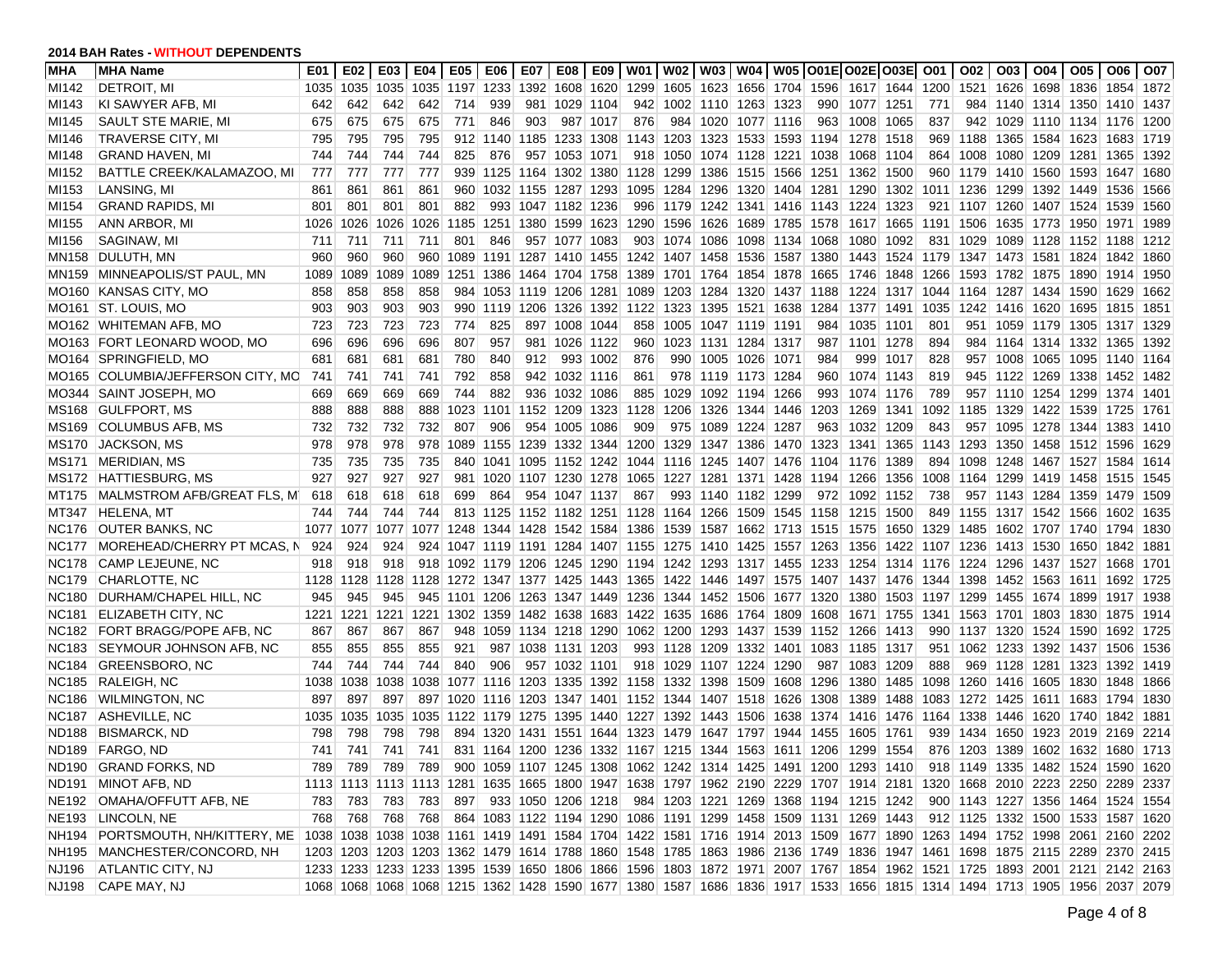**2014 BAH Rates - WITHOUT DEPENDENTS**

| MHA | MHA Name | E01 | E02 | E03 | E04 | E05 | E06 | E07 | E08 | E09 | W01 | W02 | W03 | W04 | W05 | O01E | O02E | O03E | O01 | O02 | O03 | O04 | O05 | O06 | O07 |
|---|---|---|---|---|---|---|---|---|---|---|---|---|---|---|---|---|---|---|---|---|---|---|---|---|---|
| MI142 | DETROIT, MI | 1035 | 1035 | 1035 | 1035 | 1197 | 1233 | 1392 | 1608 | 1620 | 1299 | 1605 | 1623 | 1656 | 1704 | 1596 | 1617 | 1644 | 1200 | 1521 | 1626 | 1698 | 1836 | 1854 | 1872 |
| MI143 | KI SAWYER AFB, MI | 642 | 642 | 642 | 642 | 714 | 939 | 981 | 1029 | 1104 | 942 | 1002 | 1110 | 1263 | 1323 | 990 | 1077 | 1251 | 771 | 984 | 1140 | 1314 | 1350 | 1410 | 1437 |
| MI145 | SAULT STE MARIE, MI | 675 | 675 | 675 | 675 | 771 | 846 | 903 | 987 | 1017 | 876 | 984 | 1020 | 1077 | 1116 | 963 | 1008 | 1065 | 837 | 942 | 1029 | 1110 | 1134 | 1176 | 1200 |
| MI146 | TRAVERSE CITY, MI | 795 | 795 | 795 | 795 | 912 | 1140 | 1185 | 1233 | 1308 | 1143 | 1203 | 1323 | 1533 | 1593 | 1194 | 1278 | 1518 | 969 | 1188 | 1365 | 1584 | 1623 | 1683 | 1719 |
| MI148 | GRAND HAVEN, MI | 744 | 744 | 744 | 744 | 825 | 876 | 957 | 1053 | 1071 | 918 | 1050 | 1074 | 1128 | 1221 | 1038 | 1068 | 1104 | 864 | 1008 | 1080 | 1209 | 1281 | 1365 | 1392 |
| MI152 | BATTLE CREEK/KALAMAZOO, MI | 777 | 777 | 777 | 777 | 939 | 1125 | 1164 | 1302 | 1380 | 1128 | 1299 | 1386 | 1515 | 1566 | 1251 | 1362 | 1500 | 960 | 1179 | 1410 | 1560 | 1593 | 1647 | 1680 |
| MI153 | LANSING, MI | 861 | 861 | 861 | 861 | 960 | 1032 | 1155 | 1287 | 1293 | 1095 | 1284 | 1296 | 1320 | 1404 | 1281 | 1290 | 1302 | 1011 | 1236 | 1299 | 1392 | 1449 | 1536 | 1566 |
| MI154 | GRAND RAPIDS, MI | 801 | 801 | 801 | 801 | 882 | 993 | 1047 | 1182 | 1236 | 996 | 1179 | 1242 | 1341 | 1416 | 1143 | 1224 | 1323 | 921 | 1107 | 1260 | 1407 | 1524 | 1539 | 1560 |
| MI155 | ANN ARBOR, MI | 1026 | 1026 | 1026 | 1026 | 1185 | 1251 | 1380 | 1599 | 1623 | 1290 | 1596 | 1626 | 1689 | 1785 | 1578 | 1617 | 1665 | 1191 | 1506 | 1635 | 1773 | 1950 | 1971 | 1989 |
| MI156 | SAGINAW, MI | 711 | 711 | 711 | 711 | 801 | 846 | 957 | 1077 | 1083 | 903 | 1074 | 1086 | 1098 | 1134 | 1068 | 1080 | 1092 | 831 | 1029 | 1089 | 1128 | 1152 | 1188 | 1212 |
| MN158 | DULUTH, MN | 960 | 960 | 960 | 960 | 1089 | 1191 | 1287 | 1410 | 1455 | 1242 | 1407 | 1458 | 1536 | 1587 | 1380 | 1443 | 1524 | 1179 | 1347 | 1473 | 1581 | 1824 | 1842 | 1860 |
| MN159 | MINNEAPOLIS/ST PAUL, MN | 1089 | 1089 | 1089 | 1089 | 1251 | 1386 | 1464 | 1704 | 1758 | 1389 | 1701 | 1764 | 1854 | 1878 | 1665 | 1746 | 1848 | 1266 | 1593 | 1782 | 1875 | 1890 | 1914 | 1950 |
| MO160 | KANSAS CITY, MO | 858 | 858 | 858 | 858 | 984 | 1053 | 1119 | 1206 | 1281 | 1089 | 1203 | 1284 | 1320 | 1437 | 1188 | 1224 | 1317 | 1044 | 1164 | 1287 | 1434 | 1590 | 1629 | 1662 |
| MO161 | ST. LOUIS, MO | 903 | 903 | 903 | 903 | 990 | 1119 | 1206 | 1326 | 1392 | 1122 | 1323 | 1395 | 1521 | 1638 | 1284 | 1377 | 1491 | 1035 | 1242 | 1416 | 1620 | 1695 | 1815 | 1851 |
| MO162 | WHITEMAN AFB, MO | 723 | 723 | 723 | 723 | 774 | 825 | 897 | 1008 | 1044 | 858 | 1005 | 1047 | 1119 | 1191 | 984 | 1035 | 1101 | 801 | 951 | 1059 | 1179 | 1305 | 1317 | 1329 |
| MO163 | FORT LEONARD WOOD, MO | 696 | 696 | 696 | 696 | 807 | 957 | 981 | 1026 | 1122 | 960 | 1023 | 1131 | 1284 | 1317 | 987 | 1101 | 1278 | 894 | 984 | 1164 | 1314 | 1332 | 1365 | 1392 |
| MO164 | SPRINGFIELD, MO | 681 | 681 | 681 | 681 | 780 | 840 | 912 | 993 | 1002 | 876 | 990 | 1005 | 1026 | 1071 | 984 | 999 | 1017 | 828 | 957 | 1008 | 1065 | 1095 | 1140 | 1164 |
| MO165 | COLUMBIA/JEFFERSON CITY, MO | 741 | 741 | 741 | 741 | 792 | 858 | 942 | 1032 | 1116 | 861 | 978 | 1119 | 1173 | 1284 | 960 | 1074 | 1143 | 819 | 945 | 1122 | 1269 | 1338 | 1452 | 1482 |
| MO344 | SAINT JOSEPH, MO | 669 | 669 | 669 | 669 | 744 | 882 | 936 | 1032 | 1086 | 885 | 1029 | 1092 | 1194 | 1266 | 993 | 1074 | 1176 | 789 | 957 | 1110 | 1254 | 1299 | 1374 | 1401 |
| MS168 | GULFPORT, MS | 888 | 888 | 888 | 888 | 1023 | 1101 | 1152 | 1209 | 1323 | 1128 | 1206 | 1326 | 1344 | 1446 | 1203 | 1269 | 1341 | 1092 | 1185 | 1329 | 1422 | 1539 | 1725 | 1761 |
| MS169 | COLUMBUS AFB, MS | 732 | 732 | 732 | 732 | 807 | 906 | 954 | 1005 | 1086 | 909 | 975 | 1089 | 1224 | 1287 | 963 | 1032 | 1209 | 843 | 957 | 1095 | 1278 | 1344 | 1383 | 1410 |
| MS170 | JACKSON, MS | 978 | 978 | 978 | 978 | 1089 | 1155 | 1239 | 1332 | 1344 | 1200 | 1329 | 1347 | 1386 | 1470 | 1323 | 1341 | 1365 | 1143 | 1293 | 1350 | 1458 | 1512 | 1596 | 1629 |
| MS171 | MERIDIAN, MS | 735 | 735 | 735 | 735 | 840 | 1041 | 1095 | 1152 | 1242 | 1044 | 1116 | 1245 | 1407 | 1476 | 1104 | 1176 | 1389 | 894 | 1098 | 1248 | 1467 | 1527 | 1584 | 1614 |
| MS172 | HATTIESBURG, MS | 927 | 927 | 927 | 927 | 981 | 1020 | 1107 | 1230 | 1278 | 1065 | 1227 | 1281 | 1371 | 1428 | 1194 | 1266 | 1356 | 1008 | 1164 | 1299 | 1419 | 1458 | 1515 | 1545 |
| MT175 | MALMSTROM AFB/GREAT FLS, MT | 618 | 618 | 618 | 618 | 699 | 864 | 954 | 1047 | 1137 | 867 | 993 | 1140 | 1182 | 1299 | 972 | 1092 | 1152 | 738 | 957 | 1143 | 1284 | 1359 | 1479 | 1509 |
| MT347 | HELENA, MT | 744 | 744 | 744 | 744 | 813 | 1125 | 1152 | 1182 | 1251 | 1128 | 1164 | 1266 | 1509 | 1545 | 1158 | 1215 | 1500 | 849 | 1155 | 1317 | 1542 | 1566 | 1602 | 1635 |
| NC176 | OUTER BANKS, NC | 1077 | 1077 | 1077 | 1077 | 1248 | 1344 | 1428 | 1542 | 1584 | 1386 | 1539 | 1587 | 1662 | 1713 | 1515 | 1575 | 1650 | 1329 | 1485 | 1602 | 1707 | 1740 | 1794 | 1830 |
| NC177 | MOREHEAD/CHERRY PT MCAS, NC | 924 | 924 | 924 | 924 | 1047 | 1119 | 1191 | 1284 | 1407 | 1155 | 1275 | 1410 | 1425 | 1557 | 1263 | 1356 | 1422 | 1107 | 1236 | 1413 | 1530 | 1650 | 1842 | 1881 |
| NC178 | CAMP LEJEUNE, NC | 918 | 918 | 918 | 918 | 1092 | 1179 | 1206 | 1245 | 1290 | 1194 | 1242 | 1293 | 1317 | 1455 | 1233 | 1254 | 1314 | 1176 | 1224 | 1296 | 1437 | 1527 | 1668 | 1701 |
| NC179 | CHARLOTTE, NC | 1128 | 1128 | 1128 | 1128 | 1272 | 1347 | 1377 | 1425 | 1443 | 1365 | 1422 | 1446 | 1497 | 1575 | 1407 | 1437 | 1476 | 1344 | 1398 | 1452 | 1563 | 1611 | 1692 | 1725 |
| NC180 | DURHAM/CHAPEL HILL, NC | 945 | 945 | 945 | 945 | 1101 | 1206 | 1263 | 1347 | 1449 | 1236 | 1344 | 1452 | 1506 | 1677 | 1320 | 1380 | 1503 | 1197 | 1299 | 1455 | 1674 | 1899 | 1917 | 1938 |
| NC181 | ELIZABETH CITY, NC | 1221 | 1221 | 1221 | 1221 | 1302 | 1359 | 1482 | 1638 | 1683 | 1422 | 1635 | 1686 | 1764 | 1809 | 1608 | 1671 | 1755 | 1341 | 1563 | 1701 | 1803 | 1830 | 1875 | 1914 |
| NC182 | FORT BRAGG/POPE AFB, NC | 867 | 867 | 867 | 867 | 948 | 1059 | 1134 | 1218 | 1290 | 1062 | 1200 | 1293 | 1437 | 1539 | 1152 | 1266 | 1413 | 990 | 1137 | 1320 | 1524 | 1590 | 1692 | 1725 |
| NC183 | SEYMOUR JOHNSON AFB, NC | 855 | 855 | 855 | 855 | 921 | 987 | 1038 | 1131 | 1203 | 993 | 1128 | 1209 | 1332 | 1401 | 1083 | 1185 | 1317 | 951 | 1062 | 1233 | 1392 | 1437 | 1506 | 1536 |
| NC184 | GREENSBORO, NC | 744 | 744 | 744 | 744 | 840 | 906 | 957 | 1032 | 1101 | 918 | 1029 | 1107 | 1224 | 1290 | 987 | 1083 | 1209 | 888 | 969 | 1128 | 1281 | 1323 | 1392 | 1419 |
| NC185 | RALEIGH, NC | 1038 | 1038 | 1038 | 1038 | 1077 | 1116 | 1203 | 1335 | 1392 | 1158 | 1332 | 1398 | 1509 | 1608 | 1296 | 1380 | 1485 | 1098 | 1260 | 1416 | 1605 | 1830 | 1848 | 1866 |
| NC186 | WILMINGTON, NC | 897 | 897 | 897 | 897 | 1020 | 1116 | 1203 | 1347 | 1401 | 1152 | 1344 | 1407 | 1518 | 1626 | 1308 | 1389 | 1488 | 1083 | 1272 | 1425 | 1611 | 1683 | 1794 | 1830 |
| NC187 | ASHEVILLE, NC | 1035 | 1035 | 1035 | 1035 | 1122 | 1179 | 1275 | 1395 | 1440 | 1227 | 1392 | 1443 | 1506 | 1638 | 1374 | 1416 | 1476 | 1164 | 1338 | 1446 | 1620 | 1740 | 1842 | 1881 |
| ND188 | BISMARCK, ND | 798 | 798 | 798 | 798 | 894 | 1320 | 1431 | 1551 | 1644 | 1323 | 1479 | 1647 | 1797 | 1944 | 1455 | 1605 | 1761 | 939 | 1434 | 1650 | 1923 | 2019 | 2169 | 2214 |
| ND189 | FARGO, ND | 741 | 741 | 741 | 741 | 831 | 1164 | 1200 | 1236 | 1332 | 1167 | 1215 | 1344 | 1563 | 1611 | 1206 | 1299 | 1554 | 876 | 1203 | 1389 | 1602 | 1632 | 1680 | 1713 |
| ND190 | GRAND FORKS, ND | 789 | 789 | 789 | 789 | 900 | 1059 | 1107 | 1245 | 1308 | 1062 | 1242 | 1314 | 1425 | 1491 | 1200 | 1293 | 1410 | 918 | 1149 | 1335 | 1482 | 1524 | 1590 | 1620 |
| ND191 | MINOT AFB, ND | 1113 | 1113 | 1113 | 1113 | 1281 | 1635 | 1665 | 1800 | 1947 | 1638 | 1797 | 1962 | 2190 | 2229 | 1707 | 1914 | 2181 | 1320 | 1668 | 2010 | 2223 | 2250 | 2289 | 2337 |
| NE192 | OMAHA/OFFUTT AFB, NE | 783 | 783 | 783 | 783 | 897 | 933 | 1050 | 1206 | 1218 | 984 | 1203 | 1221 | 1269 | 1368 | 1194 | 1215 | 1242 | 900 | 1143 | 1227 | 1356 | 1464 | 1524 | 1554 |
| NE193 | LINCOLN, NE | 768 | 768 | 768 | 768 | 864 | 1083 | 1122 | 1194 | 1290 | 1086 | 1191 | 1299 | 1458 | 1509 | 1131 | 1269 | 1443 | 912 | 1125 | 1332 | 1500 | 1533 | 1587 | 1620 |
| NH194 | PORTSMOUTH, NH/KITTERY, ME | 1038 | 1038 | 1038 | 1038 | 1161 | 1419 | 1491 | 1584 | 1704 | 1422 | 1581 | 1716 | 1914 | 2013 | 1509 | 1677 | 1890 | 1263 | 1494 | 1752 | 1998 | 2061 | 2160 | 2202 |
| NH195 | MANCHESTER/CONCORD, NH | 1203 | 1203 | 1203 | 1203 | 1362 | 1479 | 1614 | 1788 | 1860 | 1548 | 1785 | 1863 | 1986 | 2136 | 1749 | 1836 | 1947 | 1461 | 1698 | 1875 | 2115 | 2289 | 2370 | 2415 |
| NJ196 | ATLANTIC CITY, NJ | 1233 | 1233 | 1233 | 1233 | 1395 | 1539 | 1650 | 1806 | 1866 | 1596 | 1803 | 1872 | 1971 | 2007 | 1767 | 1854 | 1962 | 1521 | 1725 | 1893 | 2001 | 2121 | 2142 | 2163 |
| NJ198 | CAPE MAY, NJ | 1068 | 1068 | 1068 | 1068 | 1215 | 1362 | 1428 | 1590 | 1677 | 1380 | 1587 | 1686 | 1836 | 1917 | 1533 | 1656 | 1815 | 1314 | 1494 | 1713 | 1905 | 1956 | 2037 | 2079 |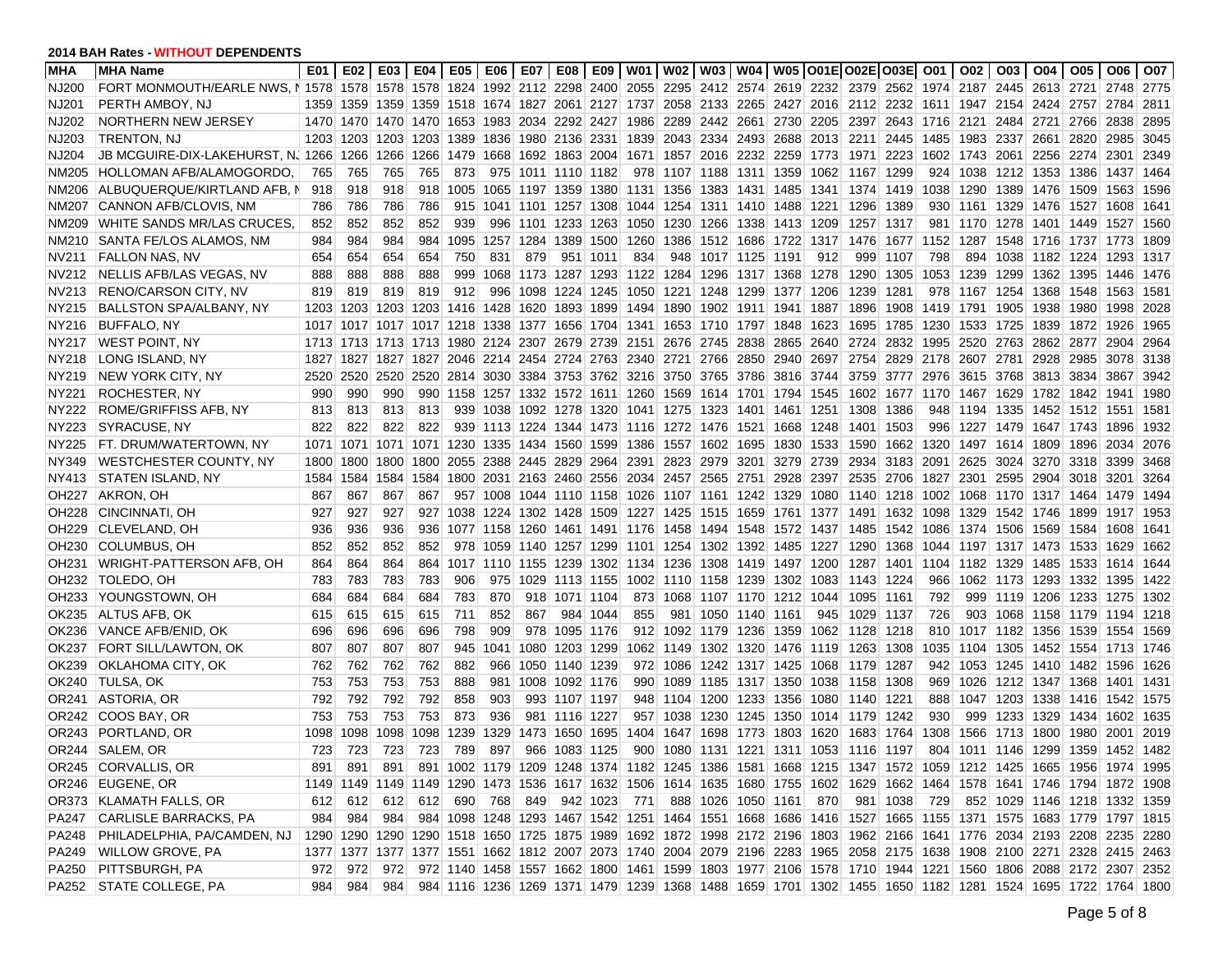**2014 BAH Rates - WITHOUT DEPENDENTS**

| MHA | MHA Name | E01 | E02 | E03 | E04 | E05 | E06 | E07 | E08 | E09 | W01 | W02 | W03 | W04 | W05 | O01E | O02E | O03E | O01 | O02 | O03 | O04 | O05 | O06 | O07 |
|---|---|---|---|---|---|---|---|---|---|---|---|---|---|---|---|---|---|---|---|---|---|---|---|---|---|
| NJ200 | FORT MONMOUTH/EARLE NWS, N | 1578 | 1578 | 1578 | 1578 | 1824 | 1992 | 2112 | 2298 | 2400 | 2055 | 2295 | 2412 | 2574 | 2619 | 2232 | 2379 | 2562 | 1974 | 2187 | 2445 | 2613 | 2721 | 2748 | 2775 |
| NJ201 | PERTH AMBOY, NJ | 1359 | 1359 | 1359 | 1359 | 1518 | 1674 | 1827 | 2061 | 2127 | 1737 | 2058 | 2133 | 2265 | 2427 | 2016 | 2112 | 2232 | 1611 | 1947 | 2154 | 2424 | 2757 | 2784 | 2811 |
| NJ202 | NORTHERN NEW JERSEY | 1470 | 1470 | 1470 | 1470 | 1653 | 1983 | 2034 | 2292 | 2427 | 1986 | 2289 | 2442 | 2661 | 2730 | 2205 | 2397 | 2643 | 1716 | 2121 | 2484 | 2721 | 2766 | 2838 | 2895 |
| NJ203 | TRENTON, NJ | 1203 | 1203 | 1203 | 1203 | 1389 | 1836 | 1980 | 2136 | 2331 | 1839 | 2043 | 2334 | 2493 | 2688 | 2013 | 2211 | 2445 | 1485 | 1983 | 2337 | 2661 | 2820 | 2985 | 3045 |
| NJ204 | JB MCGUIRE-DIX-LAKEHURST, NJ | 1266 | 1266 | 1266 | 1266 | 1479 | 1668 | 1692 | 1863 | 2004 | 1671 | 1857 | 2016 | 2232 | 2259 | 1773 | 1971 | 2223 | 1602 | 1743 | 2061 | 2256 | 2274 | 2301 | 2349 |
| NM205 | HOLLOMAN AFB/ALAMOGORDO, | 765 | 765 | 765 | 765 | 873 | 975 | 1011 | 1110 | 1182 | 978 | 1107 | 1188 | 1311 | 1359 | 1062 | 1167 | 1299 | 924 | 1038 | 1212 | 1353 | 1386 | 1437 | 1464 |
| NM206 | ALBUQUERQUE/KIRTLAND AFB, N | 918 | 918 | 918 | 918 | 1005 | 1065 | 1197 | 1359 | 1380 | 1131 | 1356 | 1383 | 1431 | 1485 | 1341 | 1374 | 1419 | 1038 | 1290 | 1389 | 1476 | 1509 | 1563 | 1596 |
| NM207 | CANNON AFB/CLOVIS, NM | 786 | 786 | 786 | 786 | 915 | 1041 | 1101 | 1257 | 1308 | 1044 | 1254 | 1311 | 1410 | 1488 | 1221 | 1296 | 1389 | 930 | 1161 | 1329 | 1476 | 1527 | 1608 | 1641 |
| NM209 | WHITE SANDS MR/LAS CRUCES, | 852 | 852 | 852 | 852 | 939 | 996 | 1101 | 1233 | 1263 | 1050 | 1230 | 1266 | 1338 | 1413 | 1209 | 1257 | 1317 | 981 | 1170 | 1278 | 1401 | 1449 | 1527 | 1560 |
| NM210 | SANTA FE/LOS ALAMOS, NM | 984 | 984 | 984 | 984 | 1095 | 1257 | 1284 | 1389 | 1500 | 1260 | 1386 | 1512 | 1686 | 1722 | 1317 | 1476 | 1677 | 1152 | 1287 | 1548 | 1716 | 1737 | 1773 | 1809 |
| NV211 | FALLON NAS, NV | 654 | 654 | 654 | 654 | 750 | 831 | 879 | 951 | 1011 | 834 | 948 | 1017 | 1125 | 1191 | 912 | 999 | 1107 | 798 | 894 | 1038 | 1182 | 1224 | 1293 | 1317 |
| NV212 | NELLIS AFB/LAS VEGAS, NV | 888 | 888 | 888 | 888 | 999 | 1068 | 1173 | 1287 | 1293 | 1122 | 1284 | 1296 | 1317 | 1368 | 1278 | 1290 | 1305 | 1053 | 1239 | 1299 | 1362 | 1395 | 1446 | 1476 |
| NV213 | RENO/CARSON CITY, NV | 819 | 819 | 819 | 819 | 912 | 996 | 1098 | 1224 | 1245 | 1050 | 1221 | 1248 | 1299 | 1377 | 1206 | 1239 | 1281 | 978 | 1167 | 1254 | 1368 | 1548 | 1563 | 1581 |
| NY215 | BALLSTON SPA/ALBANY, NY | 1203 | 1203 | 1203 | 1203 | 1416 | 1428 | 1620 | 1893 | 1899 | 1494 | 1890 | 1902 | 1911 | 1941 | 1887 | 1896 | 1908 | 1419 | 1791 | 1905 | 1938 | 1980 | 1998 | 2028 |
| NY216 | BUFFALO, NY | 1017 | 1017 | 1017 | 1017 | 1218 | 1338 | 1377 | 1656 | 1704 | 1341 | 1653 | 1710 | 1797 | 1848 | 1623 | 1695 | 1785 | 1230 | 1533 | 1725 | 1839 | 1872 | 1926 | 1965 |
| NY217 | WEST POINT, NY | 1713 | 1713 | 1713 | 1713 | 1980 | 2124 | 2307 | 2679 | 2739 | 2151 | 2676 | 2745 | 2838 | 2865 | 2640 | 2724 | 2832 | 1995 | 2520 | 2763 | 2862 | 2877 | 2904 | 2964 |
| NY218 | LONG ISLAND, NY | 1827 | 1827 | 1827 | 1827 | 2046 | 2214 | 2454 | 2724 | 2763 | 2340 | 2721 | 2766 | 2850 | 2940 | 2697 | 2754 | 2829 | 2178 | 2607 | 2781 | 2928 | 2985 | 3078 | 3138 |
| NY219 | NEW YORK CITY, NY | 2520 | 2520 | 2520 | 2520 | 2814 | 3030 | 3384 | 3753 | 3762 | 3216 | 3750 | 3765 | 3786 | 3816 | 3744 | 3759 | 3777 | 2976 | 3615 | 3768 | 3813 | 3834 | 3867 | 3942 |
| NY221 | ROCHESTER, NY | 990 | 990 | 990 | 990 | 1158 | 1257 | 1332 | 1572 | 1611 | 1260 | 1569 | 1614 | 1701 | 1794 | 1545 | 1602 | 1677 | 1170 | 1467 | 1629 | 1782 | 1842 | 1941 | 1980 |
| NY222 | ROME/GRIFFISS AFB, NY | 813 | 813 | 813 | 813 | 939 | 1038 | 1092 | 1278 | 1320 | 1041 | 1275 | 1323 | 1401 | 1461 | 1251 | 1308 | 1386 | 948 | 1194 | 1335 | 1452 | 1512 | 1551 | 1581 |
| NY223 | SYRACUSE, NY | 822 | 822 | 822 | 822 | 939 | 1113 | 1224 | 1344 | 1473 | 1116 | 1272 | 1476 | 1521 | 1668 | 1248 | 1401 | 1503 | 996 | 1227 | 1479 | 1647 | 1743 | 1896 | 1932 |
| NY225 | FT. DRUM/WATERTOWN, NY | 1071 | 1071 | 1071 | 1071 | 1230 | 1335 | 1434 | 1560 | 1599 | 1386 | 1557 | 1602 | 1695 | 1830 | 1533 | 1590 | 1662 | 1320 | 1497 | 1614 | 1809 | 1896 | 2034 | 2076 |
| NY349 | WESTCHESTER COUNTY, NY | 1800 | 1800 | 1800 | 1800 | 2055 | 2388 | 2445 | 2829 | 2964 | 2391 | 2823 | 2979 | 3201 | 3279 | 2739 | 2934 | 3183 | 2091 | 2625 | 3024 | 3270 | 3318 | 3399 | 3468 |
| NY413 | STATEN ISLAND, NY | 1584 | 1584 | 1584 | 1584 | 1800 | 2031 | 2163 | 2460 | 2556 | 2034 | 2457 | 2565 | 2751 | 2928 | 2397 | 2535 | 2706 | 1827 | 2301 | 2595 | 2904 | 3018 | 3201 | 3264 |
| OH227 | AKRON, OH | 867 | 867 | 867 | 867 | 957 | 1008 | 1044 | 1110 | 1158 | 1026 | 1107 | 1161 | 1242 | 1329 | 1080 | 1140 | 1218 | 1002 | 1068 | 1170 | 1317 | 1464 | 1479 | 1494 |
| OH228 | CINCINNATI, OH | 927 | 927 | 927 | 927 | 1038 | 1224 | 1302 | 1428 | 1509 | 1227 | 1425 | 1515 | 1659 | 1761 | 1377 | 1491 | 1632 | 1098 | 1329 | 1542 | 1746 | 1899 | 1917 | 1953 |
| OH229 | CLEVELAND, OH | 936 | 936 | 936 | 936 | 1077 | 1158 | 1260 | 1461 | 1491 | 1176 | 1458 | 1494 | 1548 | 1572 | 1437 | 1485 | 1542 | 1086 | 1374 | 1506 | 1569 | 1584 | 1608 | 1641 |
| OH230 | COLUMBUS, OH | 852 | 852 | 852 | 852 | 978 | 1059 | 1140 | 1257 | 1299 | 1101 | 1254 | 1302 | 1392 | 1485 | 1227 | 1290 | 1368 | 1044 | 1197 | 1317 | 1473 | 1533 | 1629 | 1662 |
| OH231 | WRIGHT-PATTERSON AFB, OH | 864 | 864 | 864 | 864 | 1017 | 1110 | 1155 | 1239 | 1302 | 1134 | 1236 | 1308 | 1419 | 1497 | 1200 | 1287 | 1401 | 1104 | 1182 | 1329 | 1485 | 1533 | 1614 | 1644 |
| OH232 | TOLEDO, OH | 783 | 783 | 783 | 783 | 906 | 975 | 1029 | 1113 | 1155 | 1002 | 1110 | 1158 | 1239 | 1302 | 1083 | 1143 | 1224 | 966 | 1062 | 1173 | 1293 | 1332 | 1395 | 1422 |
| OH233 | YOUNGSTOWN, OH | 684 | 684 | 684 | 684 | 783 | 870 | 918 | 1071 | 1104 | 873 | 1068 | 1107 | 1170 | 1212 | 1044 | 1095 | 1161 | 792 | 999 | 1119 | 1206 | 1233 | 1275 | 1302 |
| OK235 | ALTUS AFB, OK | 615 | 615 | 615 | 615 | 711 | 852 | 867 | 984 | 1044 | 855 | 981 | 1050 | 1140 | 1161 | 945 | 1029 | 1137 | 726 | 903 | 1068 | 1158 | 1179 | 1194 | 1218 |
| OK236 | VANCE AFB/ENID, OK | 696 | 696 | 696 | 696 | 798 | 909 | 978 | 1095 | 1176 | 912 | 1092 | 1179 | 1236 | 1359 | 1062 | 1128 | 1218 | 810 | 1017 | 1182 | 1356 | 1539 | 1554 | 1569 |
| OK237 | FORT SILL/LAWTON, OK | 807 | 807 | 807 | 807 | 945 | 1041 | 1080 | 1203 | 1299 | 1062 | 1149 | 1302 | 1320 | 1476 | 1119 | 1263 | 1308 | 1035 | 1104 | 1305 | 1452 | 1554 | 1713 | 1746 |
| OK239 | OKLAHOMA CITY, OK | 762 | 762 | 762 | 762 | 882 | 966 | 1050 | 1140 | 1239 | 972 | 1086 | 1242 | 1317 | 1425 | 1068 | 1179 | 1287 | 942 | 1053 | 1245 | 1410 | 1482 | 1596 | 1626 |
| OK240 | TULSA, OK | 753 | 753 | 753 | 753 | 888 | 981 | 1008 | 1092 | 1176 | 990 | 1089 | 1185 | 1317 | 1350 | 1038 | 1158 | 1308 | 969 | 1026 | 1212 | 1347 | 1368 | 1401 | 1431 |
| OR241 | ASTORIA, OR | 792 | 792 | 792 | 792 | 858 | 903 | 993 | 1107 | 1197 | 948 | 1104 | 1200 | 1233 | 1356 | 1080 | 1140 | 1221 | 888 | 1047 | 1203 | 1338 | 1416 | 1542 | 1575 |
| OR242 | COOS BAY, OR | 753 | 753 | 753 | 753 | 873 | 936 | 981 | 1116 | 1227 | 957 | 1038 | 1230 | 1245 | 1350 | 1014 | 1179 | 1242 | 930 | 999 | 1233 | 1329 | 1434 | 1602 | 1635 |
| OR243 | PORTLAND, OR | 1098 | 1098 | 1098 | 1098 | 1239 | 1329 | 1473 | 1650 | 1695 | 1404 | 1647 | 1698 | 1773 | 1803 | 1620 | 1683 | 1764 | 1308 | 1566 | 1713 | 1800 | 1980 | 2001 | 2019 |
| OR244 | SALEM, OR | 723 | 723 | 723 | 723 | 789 | 897 | 966 | 1083 | 1125 | 900 | 1080 | 1131 | 1221 | 1311 | 1053 | 1116 | 1197 | 804 | 1011 | 1146 | 1299 | 1359 | 1452 | 1482 |
| OR245 | CORVALLIS, OR | 891 | 891 | 891 | 891 | 1002 | 1179 | 1209 | 1248 | 1374 | 1182 | 1245 | 1386 | 1581 | 1668 | 1215 | 1347 | 1572 | 1059 | 1212 | 1425 | 1665 | 1956 | 1974 | 1995 |
| OR246 | EUGENE, OR | 1149 | 1149 | 1149 | 1149 | 1290 | 1473 | 1536 | 1617 | 1632 | 1506 | 1614 | 1635 | 1680 | 1755 | 1602 | 1629 | 1662 | 1464 | 1578 | 1641 | 1746 | 1794 | 1872 | 1908 |
| OR373 | KLAMATH FALLS, OR | 612 | 612 | 612 | 612 | 690 | 768 | 849 | 942 | 1023 | 771 | 888 | 1026 | 1050 | 1161 | 870 | 981 | 1038 | 729 | 852 | 1029 | 1146 | 1218 | 1332 | 1359 |
| PA247 | CARLISLE BARRACKS, PA | 984 | 984 | 984 | 984 | 1098 | 1248 | 1293 | 1467 | 1542 | 1251 | 1464 | 1551 | 1668 | 1686 | 1416 | 1527 | 1665 | 1155 | 1371 | 1575 | 1683 | 1779 | 1797 | 1815 |
| PA248 | PHILADELPHIA, PA/CAMDEN, NJ | 1290 | 1290 | 1290 | 1290 | 1518 | 1650 | 1725 | 1875 | 1989 | 1692 | 1872 | 1998 | 2172 | 2196 | 1803 | 1962 | 2166 | 1641 | 1776 | 2034 | 2193 | 2208 | 2235 | 2280 |
| PA249 | WILLOW GROVE, PA | 1377 | 1377 | 1377 | 1377 | 1551 | 1662 | 1812 | 2007 | 2073 | 1740 | 2004 | 2079 | 2196 | 2283 | 1965 | 2058 | 2175 | 1638 | 1908 | 2100 | 2271 | 2328 | 2415 | 2463 |
| PA250 | PITTSBURGH, PA | 972 | 972 | 972 | 972 | 1140 | 1458 | 1557 | 1662 | 1800 | 1461 | 1599 | 1803 | 1977 | 2106 | 1578 | 1710 | 1944 | 1221 | 1560 | 1806 | 2088 | 2172 | 2307 | 2352 |
| PA252 | STATE COLLEGE, PA | 984 | 984 | 984 | 984 | 1116 | 1236 | 1269 | 1371 | 1479 | 1239 | 1368 | 1488 | 1659 | 1701 | 1302 | 1455 | 1650 | 1182 | 1281 | 1524 | 1695 | 1722 | 1764 | 1800 |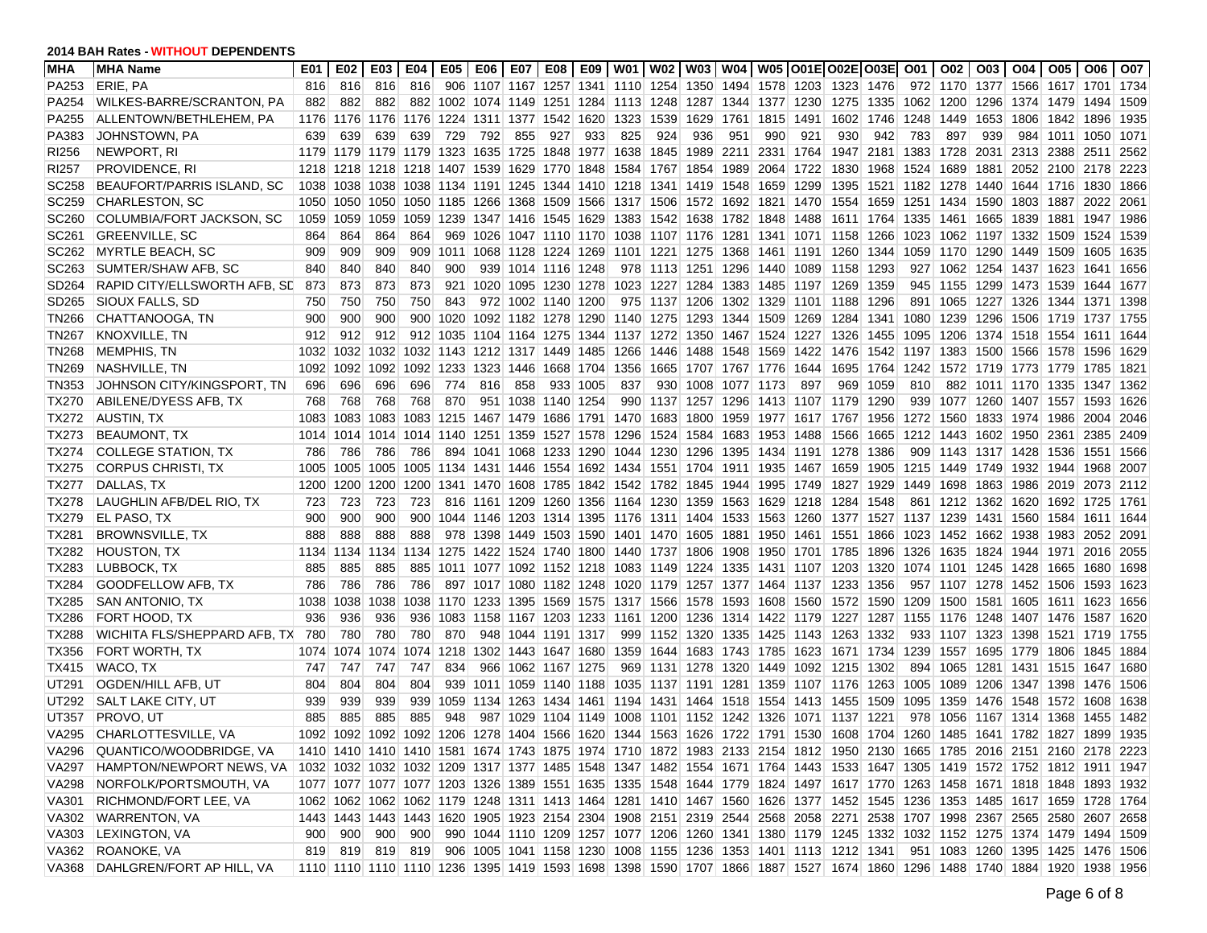**2014 BAH Rates - WITHOUT DEPENDENTS**

| MHA | MHA Name | E01 | E02 | E03 | E04 | E05 | E06 | E07 | E08 | E09 | W01 | W02 | W03 | W04 | W05 | O01E | O02E | O03E | O01 | O02 | O03 | O04 | O05 | O06 | O07 |
|---|---|---|---|---|---|---|---|---|---|---|---|---|---|---|---|---|---|---|---|---|---|---|---|---|---|
| PA253 | ERIE, PA | 816 | 816 | 816 | 816 | 906 | 1107 | 1167 | 1257 | 1341 | 1110 | 1254 | 1350 | 1494 | 1578 | 1203 | 1323 | 1476 | 972 | 1170 | 1377 | 1566 | 1617 | 1701 | 1734 |
| PA254 | WILKES-BARRE/SCRANTON, PA | 882 | 882 | 882 | 882 | 1002 | 1074 | 1149 | 1251 | 1284 | 1113 | 1248 | 1287 | 1344 | 1377 | 1230 | 1275 | 1335 | 1062 | 1200 | 1296 | 1374 | 1479 | 1494 | 1509 |
| PA255 | ALLENTOWN/BETHLEHEM, PA | 1176 | 1176 | 1176 | 1176 | 1224 | 1311 | 1377 | 1542 | 1620 | 1323 | 1539 | 1629 | 1761 | 1815 | 1491 | 1602 | 1746 | 1248 | 1449 | 1653 | 1806 | 1842 | 1896 | 1935 |
| PA383 | JOHNSTOWN, PA | 639 | 639 | 639 | 639 | 729 | 792 | 855 | 927 | 933 | 825 | 924 | 936 | 951 | 990 | 921 | 930 | 942 | 783 | 897 | 939 | 984 | 1011 | 1050 | 1071 |
| RI256 | NEWPORT, RI | 1179 | 1179 | 1179 | 1179 | 1323 | 1635 | 1725 | 1848 | 1977 | 1638 | 1845 | 1989 | 2211 | 2331 | 1764 | 1947 | 2181 | 1383 | 1728 | 2031 | 2313 | 2388 | 2511 | 2562 |
| RI257 | PROVIDENCE, RI | 1218 | 1218 | 1218 | 1218 | 1407 | 1539 | 1629 | 1770 | 1848 | 1584 | 1767 | 1854 | 1989 | 2064 | 1722 | 1830 | 1968 | 1524 | 1689 | 1881 | 2052 | 2100 | 2178 | 2223 |
| SC258 | BEAUFORT/PARRIS ISLAND, SC | 1038 | 1038 | 1038 | 1038 | 1134 | 1191 | 1245 | 1344 | 1410 | 1218 | 1341 | 1419 | 1548 | 1659 | 1299 | 1395 | 1521 | 1182 | 1278 | 1440 | 1644 | 1716 | 1830 | 1866 |
| SC259 | CHARLESTON, SC | 1050 | 1050 | 1050 | 1050 | 1185 | 1266 | 1368 | 1509 | 1566 | 1317 | 1506 | 1572 | 1692 | 1821 | 1470 | 1554 | 1659 | 1251 | 1434 | 1590 | 1803 | 1887 | 2022 | 2061 |
| SC260 | COLUMBIA/FORT JACKSON, SC | 1059 | 1059 | 1059 | 1059 | 1239 | 1347 | 1416 | 1545 | 1629 | 1383 | 1542 | 1638 | 1782 | 1848 | 1488 | 1611 | 1764 | 1335 | 1461 | 1665 | 1839 | 1881 | 1947 | 1986 |
| SC261 | GREENVILLE, SC | 864 | 864 | 864 | 864 | 969 | 1026 | 1047 | 1110 | 1170 | 1038 | 1107 | 1176 | 1281 | 1341 | 1071 | 1158 | 1266 | 1023 | 1062 | 1197 | 1332 | 1509 | 1524 | 1539 |
| SC262 | MYRTLE BEACH, SC | 909 | 909 | 909 | 909 | 1011 | 1068 | 1128 | 1224 | 1269 | 1101 | 1221 | 1275 | 1368 | 1461 | 1191 | 1260 | 1344 | 1059 | 1170 | 1290 | 1449 | 1509 | 1605 | 1635 |
| SC263 | SUMTER/SHAW AFB, SC | 840 | 840 | 840 | 840 | 900 | 939 | 1014 | 1116 | 1248 | 978 | 1113 | 1251 | 1296 | 1440 | 1089 | 1158 | 1293 | 927 | 1062 | 1254 | 1437 | 1623 | 1641 | 1656 |
| SD264 | RAPID CITY/ELLSWORTH AFB, SD | 873 | 873 | 873 | 873 | 921 | 1020 | 1095 | 1230 | 1278 | 1023 | 1227 | 1284 | 1383 | 1485 | 1197 | 1269 | 1359 | 945 | 1155 | 1299 | 1473 | 1539 | 1644 | 1677 |
| SD265 | SIOUX FALLS, SD | 750 | 750 | 750 | 750 | 843 | 972 | 1002 | 1140 | 1200 | 975 | 1137 | 1206 | 1302 | 1329 | 1101 | 1188 | 1296 | 891 | 1065 | 1227 | 1326 | 1344 | 1371 | 1398 |
| TN266 | CHATTANOOGA, TN | 900 | 900 | 900 | 900 | 1020 | 1092 | 1182 | 1278 | 1290 | 1140 | 1275 | 1293 | 1344 | 1509 | 1269 | 1284 | 1341 | 1080 | 1239 | 1296 | 1506 | 1719 | 1737 | 1755 |
| TN267 | KNOXVILLE, TN | 912 | 912 | 912 | 912 | 1035 | 1104 | 1164 | 1275 | 1344 | 1137 | 1272 | 1350 | 1467 | 1524 | 1227 | 1326 | 1455 | 1095 | 1206 | 1374 | 1518 | 1554 | 1611 | 1644 |
| TN268 | MEMPHIS, TN | 1032 | 1032 | 1032 | 1032 | 1143 | 1212 | 1317 | 1449 | 1485 | 1266 | 1446 | 1488 | 1548 | 1569 | 1422 | 1476 | 1542 | 1197 | 1383 | 1500 | 1566 | 1578 | 1596 | 1629 |
| TN269 | NASHVILLE, TN | 1092 | 1092 | 1092 | 1092 | 1233 | 1323 | 1446 | 1668 | 1704 | 1356 | 1665 | 1707 | 1767 | 1776 | 1644 | 1695 | 1764 | 1242 | 1572 | 1719 | 1773 | 1779 | 1785 | 1821 |
| TN353 | JOHNSON CITY/KINGSPORT, TN | 696 | 696 | 696 | 696 | 774 | 816 | 858 | 933 | 1005 | 837 | 930 | 1008 | 1077 | 1173 | 897 | 969 | 1059 | 810 | 882 | 1011 | 1170 | 1335 | 1347 | 1362 |
| TX270 | ABILENE/DYESS AFB, TX | 768 | 768 | 768 | 768 | 870 | 951 | 1038 | 1140 | 1254 | 990 | 1137 | 1257 | 1296 | 1413 | 1107 | 1179 | 1290 | 939 | 1077 | 1260 | 1407 | 1557 | 1593 | 1626 |
| TX272 | AUSTIN, TX | 1083 | 1083 | 1083 | 1083 | 1215 | 1467 | 1479 | 1686 | 1791 | 1470 | 1683 | 1800 | 1959 | 1977 | 1617 | 1767 | 1956 | 1272 | 1560 | 1833 | 1974 | 1986 | 2004 | 2046 |
| TX273 | BEAUMONT, TX | 1014 | 1014 | 1014 | 1014 | 1140 | 1251 | 1359 | 1527 | 1578 | 1296 | 1524 | 1584 | 1683 | 1953 | 1488 | 1566 | 1665 | 1212 | 1443 | 1602 | 1950 | 2361 | 2385 | 2409 |
| TX274 | COLLEGE STATION, TX | 786 | 786 | 786 | 786 | 894 | 1041 | 1068 | 1233 | 1290 | 1044 | 1230 | 1296 | 1395 | 1434 | 1191 | 1278 | 1386 | 909 | 1143 | 1317 | 1428 | 1536 | 1551 | 1566 |
| TX275 | CORPUS CHRISTI, TX | 1005 | 1005 | 1005 | 1005 | 1134 | 1431 | 1446 | 1554 | 1692 | 1434 | 1551 | 1704 | 1911 | 1935 | 1467 | 1659 | 1905 | 1215 | 1449 | 1749 | 1932 | 1944 | 1968 | 2007 |
| TX277 | DALLAS, TX | 1200 | 1200 | 1200 | 1200 | 1341 | 1470 | 1608 | 1785 | 1842 | 1542 | 1782 | 1845 | 1944 | 1995 | 1749 | 1827 | 1929 | 1449 | 1698 | 1863 | 1986 | 2019 | 2073 | 2112 |
| TX278 | LAUGHLIN AFB/DEL RIO, TX | 723 | 723 | 723 | 723 | 816 | 1161 | 1209 | 1260 | 1356 | 1164 | 1230 | 1359 | 1563 | 1629 | 1218 | 1284 | 1548 | 861 | 1212 | 1362 | 1620 | 1692 | 1725 | 1761 |
| TX279 | EL PASO, TX | 900 | 900 | 900 | 900 | 1044 | 1146 | 1203 | 1314 | 1395 | 1176 | 1311 | 1404 | 1533 | 1563 | 1260 | 1377 | 1527 | 1137 | 1239 | 1431 | 1560 | 1584 | 1611 | 1644 |
| TX281 | BROWNSVILLE, TX | 888 | 888 | 888 | 888 | 978 | 1398 | 1449 | 1503 | 1590 | 1401 | 1470 | 1605 | 1881 | 1950 | 1461 | 1551 | 1866 | 1023 | 1452 | 1662 | 1938 | 1983 | 2052 | 2091 |
| TX282 | HOUSTON, TX | 1134 | 1134 | 1134 | 1134 | 1275 | 1422 | 1524 | 1740 | 1800 | 1440 | 1737 | 1806 | 1908 | 1950 | 1701 | 1785 | 1896 | 1326 | 1635 | 1824 | 1944 | 1971 | 2016 | 2055 |
| TX283 | LUBBOCK, TX | 885 | 885 | 885 | 885 | 1011 | 1077 | 1092 | 1152 | 1218 | 1083 | 1149 | 1224 | 1335 | 1431 | 1107 | 1203 | 1320 | 1074 | 1101 | 1245 | 1428 | 1665 | 1680 | 1698 |
| TX284 | GOODFELLOW AFB, TX | 786 | 786 | 786 | 786 | 897 | 1017 | 1080 | 1182 | 1248 | 1020 | 1179 | 1257 | 1377 | 1464 | 1137 | 1233 | 1356 | 957 | 1107 | 1278 | 1452 | 1506 | 1593 | 1623 |
| TX285 | SAN ANTONIO, TX | 1038 | 1038 | 1038 | 1038 | 1170 | 1233 | 1395 | 1569 | 1575 | 1317 | 1566 | 1578 | 1593 | 1608 | 1560 | 1572 | 1590 | 1209 | 1500 | 1581 | 1605 | 1611 | 1623 | 1656 |
| TX286 | FORT HOOD, TX | 936 | 936 | 936 | 936 | 1083 | 1158 | 1167 | 1203 | 1233 | 1161 | 1200 | 1236 | 1314 | 1422 | 1179 | 1227 | 1287 | 1155 | 1176 | 1248 | 1407 | 1476 | 1587 | 1620 |
| TX288 | WICHITA FLS/SHEPPARD AFB, TX | 780 | 780 | 780 | 780 | 870 | 948 | 1044 | 1191 | 1317 | 999 | 1152 | 1320 | 1335 | 1425 | 1143 | 1263 | 1332 | 933 | 1107 | 1323 | 1398 | 1521 | 1719 | 1755 |
| TX356 | FORT WORTH, TX | 1074 | 1074 | 1074 | 1074 | 1218 | 1302 | 1443 | 1647 | 1680 | 1359 | 1644 | 1683 | 1743 | 1785 | 1623 | 1671 | 1734 | 1239 | 1557 | 1695 | 1779 | 1806 | 1845 | 1884 |
| TX415 | WACO, TX | 747 | 747 | 747 | 747 | 834 | 966 | 1062 | 1167 | 1275 | 969 | 1131 | 1278 | 1320 | 1449 | 1092 | 1215 | 1302 | 894 | 1065 | 1281 | 1431 | 1515 | 1647 | 1680 |
| UT291 | OGDEN/HILL AFB, UT | 804 | 804 | 804 | 804 | 939 | 1011 | 1059 | 1140 | 1188 | 1035 | 1137 | 1191 | 1281 | 1359 | 1107 | 1176 | 1263 | 1005 | 1089 | 1206 | 1347 | 1398 | 1476 | 1506 |
| UT292 | SALT LAKE CITY, UT | 939 | 939 | 939 | 939 | 1059 | 1134 | 1263 | 1434 | 1461 | 1194 | 1431 | 1464 | 1518 | 1554 | 1413 | 1455 | 1509 | 1095 | 1359 | 1476 | 1548 | 1572 | 1608 | 1638 |
| UT357 | PROVO, UT | 885 | 885 | 885 | 885 | 948 | 987 | 1029 | 1104 | 1149 | 1008 | 1101 | 1152 | 1242 | 1326 | 1071 | 1137 | 1221 | 978 | 1056 | 1167 | 1314 | 1368 | 1455 | 1482 |
| VA295 | CHARLOTTESVILLE, VA | 1092 | 1092 | 1092 | 1092 | 1206 | 1278 | 1404 | 1566 | 1620 | 1344 | 1563 | 1626 | 1722 | 1791 | 1530 | 1608 | 1704 | 1260 | 1485 | 1641 | 1782 | 1827 | 1899 | 1935 |
| VA296 | QUANTICO/WOODBRIDGE, VA | 1410 | 1410 | 1410 | 1410 | 1581 | 1674 | 1743 | 1875 | 1974 | 1710 | 1872 | 1983 | 2133 | 2154 | 1812 | 1950 | 2130 | 1665 | 1785 | 2016 | 2151 | 2160 | 2178 | 2223 |
| VA297 | HAMPTON/NEWPORT NEWS, VA | 1032 | 1032 | 1032 | 1032 | 1209 | 1317 | 1377 | 1485 | 1548 | 1347 | 1482 | 1554 | 1671 | 1764 | 1443 | 1533 | 1647 | 1305 | 1419 | 1572 | 1752 | 1812 | 1911 | 1947 |
| VA298 | NORFOLK/PORTSMOUTH, VA | 1077 | 1077 | 1077 | 1077 | 1203 | 1326 | 1389 | 1551 | 1635 | 1335 | 1548 | 1644 | 1779 | 1824 | 1497 | 1617 | 1770 | 1263 | 1458 | 1671 | 1818 | 1848 | 1893 | 1932 |
| VA301 | RICHMOND/FORT LEE, VA | 1062 | 1062 | 1062 | 1062 | 1179 | 1248 | 1311 | 1413 | 1464 | 1281 | 1410 | 1467 | 1560 | 1626 | 1377 | 1452 | 1545 | 1236 | 1353 | 1485 | 1617 | 1659 | 1728 | 1764 |
| VA302 | WARRENTON, VA | 1443 | 1443 | 1443 | 1443 | 1620 | 1905 | 1923 | 2154 | 2304 | 1908 | 2151 | 2319 | 2544 | 2568 | 2058 | 2271 | 2538 | 1707 | 1998 | 2367 | 2565 | 2580 | 2607 | 2658 |
| VA303 | LEXINGTON, VA | 900 | 900 | 900 | 900 | 990 | 1044 | 1110 | 1209 | 1257 | 1077 | 1206 | 1260 | 1341 | 1380 | 1179 | 1245 | 1332 | 1032 | 1152 | 1275 | 1374 | 1479 | 1494 | 1509 |
| VA362 | ROANOKE, VA | 819 | 819 | 819 | 819 | 906 | 1005 | 1041 | 1158 | 1230 | 1008 | 1155 | 1236 | 1353 | 1401 | 1113 | 1212 | 1341 | 951 | 1083 | 1260 | 1395 | 1425 | 1476 | 1506 |
| VA368 | DAHLGREN/FORT AP HILL, VA | 1110 | 1110 | 1110 | 1110 | 1236 | 1395 | 1419 | 1593 | 1698 | 1398 | 1590 | 1707 | 1866 | 1887 | 1527 | 1674 | 1860 | 1296 | 1488 | 1740 | 1884 | 1920 | 1938 | 1956 |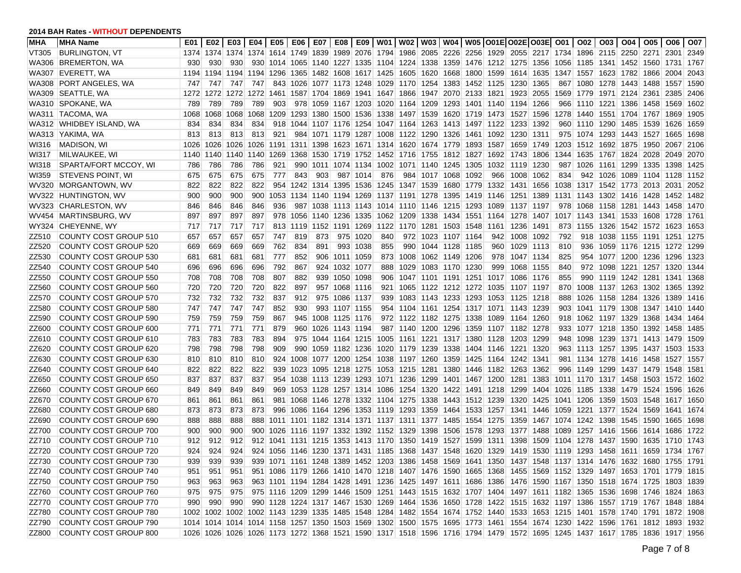**2014 BAH Rates - WITHOUT DEPENDENTS**

| MHA | MHA Name | E01 | E02 | E03 | E04 | E05 | E06 | E07 | E08 | E09 | W01 | W02 | W03 | W04 | W05 | O01E | O02E | O03E | O01 | O02 | O03 | O04 | O05 | O06 | O07 |
|---|---|---|---|---|---|---|---|---|---|---|---|---|---|---|---|---|---|---|---|---|---|---|---|---|---|
| VT305 | BURLINGTON, VT | 1374 | 1374 | 1374 | 1374 | 1614 | 1749 | 1839 | 1989 | 2076 | 1794 | 1986 | 2085 | 2226 | 2256 | 1929 | 2055 | 2217 | 1734 | 1896 | 2115 | 2250 | 2271 | 2301 | 2349 |
| WA306 | BREMERTON, WA | 930 | 930 | 930 | 930 | 1014 | 1065 | 1140 | 1227 | 1335 | 1104 | 1224 | 1338 | 1359 | 1476 | 1212 | 1275 | 1356 | 1056 | 1185 | 1341 | 1452 | 1560 | 1731 | 1767 |
| WA307 | EVERETT, WA | 1194 | 1194 | 1194 | 1194 | 1296 | 1365 | 1482 | 1608 | 1617 | 1425 | 1605 | 1620 | 1668 | 1800 | 1599 | 1614 | 1635 | 1347 | 1557 | 1623 | 1782 | 1866 | 2004 | 2043 |
| WA308 | PORT ANGELES, WA | 747 | 747 | 747 | 747 | 843 | 1026 | 1077 | 1173 | 1248 | 1029 | 1170 | 1254 | 1383 | 1452 | 1125 | 1230 | 1365 | 867 | 1080 | 1278 | 1443 | 1488 | 1557 | 1590 |
| WA309 | SEATTLE, WA | 1272 | 1272 | 1272 | 1272 | 1461 | 1587 | 1704 | 1869 | 1941 | 1647 | 1866 | 1947 | 2070 | 2133 | 1821 | 1923 | 2055 | 1569 | 1779 | 1971 | 2124 | 2361 | 2385 | 2406 |
| WA310 | SPOKANE, WA | 789 | 789 | 789 | 789 | 903 | 978 | 1059 | 1167 | 1203 | 1020 | 1164 | 1209 | 1293 | 1401 | 1140 | 1194 | 1266 | 966 | 1110 | 1221 | 1386 | 1458 | 1569 | 1602 |
| WA311 | TACOMA, WA | 1068 | 1068 | 1068 | 1068 | 1209 | 1293 | 1380 | 1500 | 1536 | 1338 | 1497 | 1539 | 1620 | 1719 | 1473 | 1527 | 1596 | 1278 | 1440 | 1551 | 1704 | 1767 | 1869 | 1905 |
| WA312 | WHIDBEY ISLAND, WA | 834 | 834 | 834 | 834 | 918 | 1044 | 1107 | 1176 | 1254 | 1047 | 1164 | 1263 | 1413 | 1497 | 1122 | 1233 | 1392 | 960 | 1110 | 1290 | 1485 | 1539 | 1626 | 1659 |
| WA313 | YAKIMA, WA | 813 | 813 | 813 | 813 | 921 | 984 | 1071 | 1179 | 1287 | 1008 | 1122 | 1290 | 1326 | 1461 | 1092 | 1230 | 1311 | 975 | 1074 | 1293 | 1443 | 1527 | 1665 | 1698 |
| WI316 | MADISON, WI | 1026 | 1026 | 1026 | 1026 | 1191 | 1311 | 1398 | 1623 | 1671 | 1314 | 1620 | 1674 | 1779 | 1893 | 1587 | 1659 | 1749 | 1203 | 1512 | 1692 | 1875 | 1950 | 2067 | 2106 |
| WI317 | MILWAUKEE, WI | 1140 | 1140 | 1140 | 1140 | 1269 | 1368 | 1530 | 1719 | 1752 | 1452 | 1716 | 1755 | 1812 | 1827 | 1692 | 1743 | 1806 | 1344 | 1635 | 1767 | 1824 | 2028 | 2049 | 2070 |
| WI318 | SPARTA/FORT MCCOY, WI | 786 | 786 | 786 | 786 | 921 | 990 | 1011 | 1074 | 1134 | 1002 | 1071 | 1140 | 1245 | 1305 | 1032 | 1119 | 1230 | 987 | 1026 | 1161 | 1299 | 1335 | 1398 | 1425 |
| WI359 | STEVENS POINT, WI | 675 | 675 | 675 | 675 | 777 | 843 | 903 | 987 | 1014 | 876 | 984 | 1017 | 1068 | 1092 | 966 | 1008 | 1062 | 834 | 942 | 1026 | 1089 | 1104 | 1128 | 1152 |
| WV320 | MORGANTOWN, WV | 822 | 822 | 822 | 822 | 954 | 1242 | 1314 | 1395 | 1536 | 1245 | 1347 | 1539 | 1680 | 1779 | 1332 | 1431 | 1656 | 1038 | 1317 | 1542 | 1773 | 2013 | 2031 | 2052 |
| WV322 | HUNTINGTON, WV | 900 | 900 | 900 | 900 | 1053 | 1134 | 1140 | 1194 | 1269 | 1137 | 1191 | 1278 | 1395 | 1419 | 1146 | 1251 | 1389 | 1131 | 1143 | 1302 | 1416 | 1428 | 1452 | 1482 |
| WV323 | CHARLESTON, WV | 846 | 846 | 846 | 846 | 936 | 987 | 1038 | 1113 | 1143 | 1014 | 1110 | 1146 | 1215 | 1293 | 1089 | 1137 | 1197 | 978 | 1068 | 1158 | 1281 | 1443 | 1458 | 1470 |
| WV454 | MARTINSBURG, WV | 897 | 897 | 897 | 897 | 978 | 1056 | 1140 | 1236 | 1335 | 1062 | 1209 | 1338 | 1434 | 1551 | 1164 | 1278 | 1407 | 1017 | 1143 | 1341 | 1533 | 1608 | 1728 | 1761 |
| WY324 | CHEYENNE, WY | 717 | 717 | 717 | 717 | 813 | 1119 | 1152 | 1191 | 1269 | 1122 | 1170 | 1281 | 1503 | 1548 | 1161 | 1236 | 1491 | 873 | 1155 | 1326 | 1542 | 1572 | 1623 | 1653 |
| ZZ510 | COUNTY COST GROUP 510 | 657 | 657 | 657 | 657 | 747 | 819 | 873 | 975 | 1020 | 840 | 972 | 1023 | 1107 | 1164 | 942 | 1008 | 1092 | 792 | 918 | 1038 | 1155 | 1191 | 1251 | 1275 |
| ZZ520 | COUNTY COST GROUP 520 | 669 | 669 | 669 | 669 | 762 | 834 | 891 | 993 | 1038 | 855 | 990 | 1044 | 1128 | 1185 | 960 | 1029 | 1113 | 810 | 936 | 1059 | 1176 | 1215 | 1272 | 1299 |
| ZZ530 | COUNTY COST GROUP 530 | 681 | 681 | 681 | 681 | 777 | 852 | 906 | 1011 | 1059 | 873 | 1008 | 1062 | 1149 | 1206 | 978 | 1047 | 1134 | 825 | 954 | 1077 | 1200 | 1236 | 1296 | 1323 |
| ZZ540 | COUNTY COST GROUP 540 | 696 | 696 | 696 | 696 | 792 | 867 | 924 | 1032 | 1077 | 888 | 1029 | 1083 | 1170 | 1230 | 999 | 1068 | 1155 | 840 | 972 | 1098 | 1221 | 1257 | 1320 | 1344 |
| ZZ550 | COUNTY COST GROUP 550 | 708 | 708 | 708 | 708 | 807 | 882 | 939 | 1050 | 1098 | 906 | 1047 | 1101 | 1191 | 1251 | 1017 | 1086 | 1176 | 855 | 990 | 1119 | 1242 | 1281 | 1341 | 1368 |
| ZZ560 | COUNTY COST GROUP 560 | 720 | 720 | 720 | 720 | 822 | 897 | 957 | 1068 | 1116 | 921 | 1065 | 1122 | 1212 | 1272 | 1035 | 1107 | 1197 | 870 | 1008 | 1137 | 1263 | 1302 | 1365 | 1392 |
| ZZ570 | COUNTY COST GROUP 570 | 732 | 732 | 732 | 732 | 837 | 912 | 975 | 1086 | 1137 | 939 | 1083 | 1143 | 1233 | 1293 | 1053 | 1125 | 1218 | 888 | 1026 | 1158 | 1284 | 1326 | 1389 | 1416 |
| ZZ580 | COUNTY COST GROUP 580 | 747 | 747 | 747 | 747 | 852 | 930 | 993 | 1107 | 1155 | 954 | 1104 | 1161 | 1254 | 1317 | 1071 | 1143 | 1239 | 903 | 1041 | 1179 | 1308 | 1347 | 1410 | 1440 |
| ZZ590 | COUNTY COST GROUP 590 | 759 | 759 | 759 | 759 | 867 | 945 | 1008 | 1125 | 1176 | 972 | 1122 | 1182 | 1275 | 1338 | 1089 | 1164 | 1260 | 918 | 1062 | 1197 | 1329 | 1368 | 1434 | 1464 |
| ZZ600 | COUNTY COST GROUP 600 | 771 | 771 | 771 | 771 | 879 | 960 | 1026 | 1143 | 1194 | 987 | 1140 | 1200 | 1296 | 1359 | 1107 | 1182 | 1278 | 933 | 1077 | 1218 | 1350 | 1392 | 1458 | 1485 |
| ZZ610 | COUNTY COST GROUP 610 | 783 | 783 | 783 | 783 | 894 | 975 | 1044 | 1164 | 1215 | 1005 | 1161 | 1221 | 1317 | 1380 | 1128 | 1203 | 1299 | 948 | 1098 | 1239 | 1371 | 1413 | 1479 | 1509 |
| ZZ620 | COUNTY COST GROUP 620 | 798 | 798 | 798 | 798 | 909 | 990 | 1059 | 1182 | 1236 | 1020 | 1179 | 1239 | 1338 | 1404 | 1146 | 1221 | 1320 | 963 | 1113 | 1257 | 1395 | 1437 | 1503 | 1533 |
| ZZ630 | COUNTY COST GROUP 630 | 810 | 810 | 810 | 810 | 924 | 1008 | 1077 | 1200 | 1254 | 1038 | 1197 | 1260 | 1359 | 1425 | 1164 | 1242 | 1341 | 981 | 1134 | 1278 | 1416 | 1458 | 1527 | 1557 |
| ZZ640 | COUNTY COST GROUP 640 | 822 | 822 | 822 | 822 | 939 | 1023 | 1095 | 1218 | 1275 | 1053 | 1215 | 1281 | 1380 | 1446 | 1182 | 1263 | 1362 | 996 | 1149 | 1299 | 1437 | 1479 | 1548 | 1581 |
| ZZ650 | COUNTY COST GROUP 650 | 837 | 837 | 837 | 837 | 954 | 1038 | 1113 | 1239 | 1293 | 1071 | 1236 | 1299 | 1401 | 1467 | 1200 | 1281 | 1383 | 1011 | 1170 | 1317 | 1458 | 1503 | 1572 | 1602 |
| ZZ660 | COUNTY COST GROUP 660 | 849 | 849 | 849 | 849 | 969 | 1053 | 1128 | 1257 | 1314 | 1086 | 1254 | 1320 | 1422 | 1491 | 1218 | 1299 | 1404 | 1026 | 1185 | 1338 | 1479 | 1524 | 1596 | 1626 |
| ZZ670 | COUNTY COST GROUP 670 | 861 | 861 | 861 | 861 | 981 | 1068 | 1146 | 1278 | 1332 | 1104 | 1275 | 1338 | 1443 | 1512 | 1239 | 1320 | 1425 | 1041 | 1206 | 1359 | 1503 | 1548 | 1617 | 1650 |
| ZZ680 | COUNTY COST GROUP 680 | 873 | 873 | 873 | 873 | 996 | 1086 | 1164 | 1296 | 1353 | 1119 | 1293 | 1359 | 1464 | 1533 | 1257 | 1341 | 1446 | 1059 | 1221 | 1377 | 1524 | 1569 | 1641 | 1674 |
| ZZ690 | COUNTY COST GROUP 690 | 888 | 888 | 888 | 888 | 1011 | 1101 | 1182 | 1314 | 1371 | 1137 | 1311 | 1377 | 1485 | 1554 | 1275 | 1359 | 1467 | 1074 | 1242 | 1398 | 1545 | 1590 | 1665 | 1698 |
| ZZ700 | COUNTY COST GROUP 700 | 900 | 900 | 900 | 900 | 1026 | 1116 | 1197 | 1332 | 1392 | 1152 | 1329 | 1398 | 1506 | 1578 | 1293 | 1377 | 1488 | 1089 | 1257 | 1416 | 1566 | 1614 | 1686 | 1722 |
| ZZ710 | COUNTY COST GROUP 710 | 912 | 912 | 912 | 912 | 1041 | 1131 | 1215 | 1353 | 1413 | 1170 | 1350 | 1419 | 1527 | 1599 | 1311 | 1398 | 1509 | 1104 | 1278 | 1437 | 1590 | 1635 | 1710 | 1743 |
| ZZ720 | COUNTY COST GROUP 720 | 924 | 924 | 924 | 924 | 1056 | 1146 | 1230 | 1371 | 1431 | 1185 | 1368 | 1437 | 1548 | 1620 | 1329 | 1419 | 1530 | 1119 | 1293 | 1458 | 1611 | 1659 | 1734 | 1767 |
| ZZ730 | COUNTY COST GROUP 730 | 939 | 939 | 939 | 939 | 1071 | 1161 | 1248 | 1389 | 1452 | 1203 | 1386 | 1458 | 1569 | 1641 | 1350 | 1437 | 1548 | 1137 | 1314 | 1476 | 1632 | 1680 | 1755 | 1791 |
| ZZ740 | COUNTY COST GROUP 740 | 951 | 951 | 951 | 951 | 1086 | 1179 | 1266 | 1410 | 1470 | 1218 | 1407 | 1476 | 1590 | 1665 | 1368 | 1455 | 1569 | 1152 | 1329 | 1497 | 1653 | 1701 | 1779 | 1815 |
| ZZ750 | COUNTY COST GROUP 750 | 963 | 963 | 963 | 963 | 1101 | 1194 | 1284 | 1428 | 1491 | 1236 | 1425 | 1497 | 1611 | 1686 | 1386 | 1476 | 1590 | 1167 | 1350 | 1518 | 1674 | 1725 | 1803 | 1839 |
| ZZ760 | COUNTY COST GROUP 760 | 975 | 975 | 975 | 975 | 1116 | 1209 | 1299 | 1446 | 1509 | 1251 | 1443 | 1515 | 1632 | 1707 | 1404 | 1497 | 1611 | 1182 | 1365 | 1536 | 1698 | 1746 | 1824 | 1863 |
| ZZ770 | COUNTY COST GROUP 770 | 990 | 990 | 990 | 990 | 1128 | 1224 | 1317 | 1467 | 1530 | 1269 | 1464 | 1536 | 1650 | 1728 | 1422 | 1515 | 1632 | 1197 | 1386 | 1557 | 1719 | 1767 | 1848 | 1884 |
| ZZ780 | COUNTY COST GROUP 780 | 1002 | 1002 | 1002 | 1002 | 1143 | 1239 | 1335 | 1485 | 1548 | 1284 | 1482 | 1554 | 1674 | 1752 | 1440 | 1533 | 1653 | 1215 | 1401 | 1578 | 1740 | 1791 | 1872 | 1908 |
| ZZ790 | COUNTY COST GROUP 790 | 1014 | 1014 | 1014 | 1014 | 1158 | 1257 | 1350 | 1503 | 1569 | 1302 | 1500 | 1575 | 1695 | 1773 | 1461 | 1554 | 1674 | 1230 | 1422 | 1596 | 1761 | 1812 | 1893 | 1932 |
| ZZ800 | COUNTY COST GROUP 800 | 1026 | 1026 | 1026 | 1026 | 1173 | 1272 | 1368 | 1521 | 1590 | 1317 | 1518 | 1596 | 1716 | 1794 | 1479 | 1572 | 1695 | 1245 | 1437 | 1617 | 1785 | 1836 | 1917 | 1956 |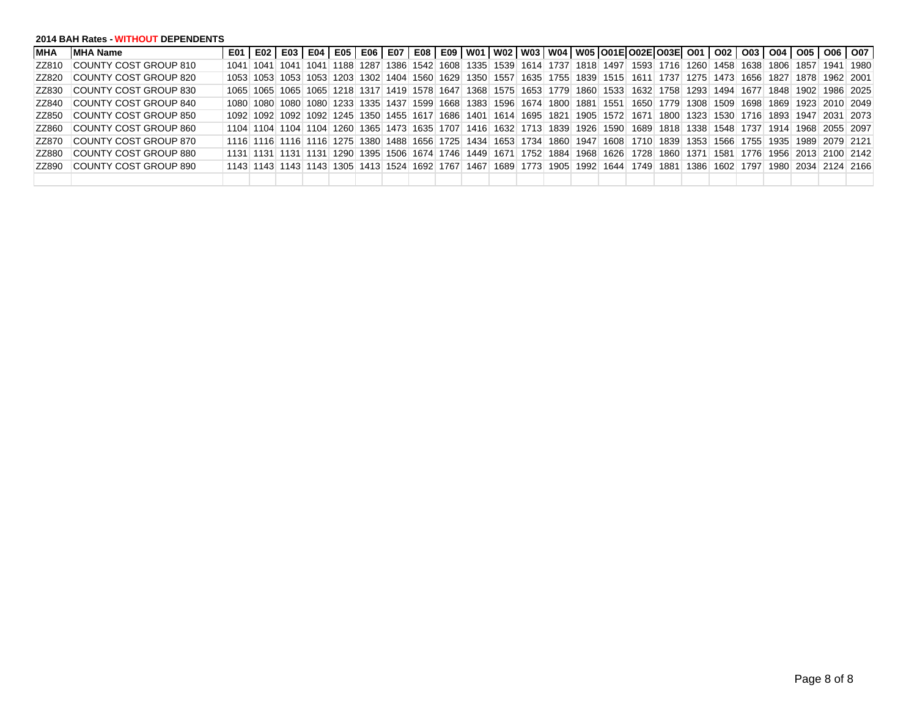**2014 BAH Rates - WITHOUT DEPENDENTS**

| MHA | MHA Name | E01 | E02 | E03 | E04 | E05 | E06 | E07 | E08 | E09 | W01 | W02 | W03 | W04 | W05 | O01E | O02E | O03E | O01 | O02 | O03 | O04 | O05 | O06 | O07 |
|---|---|---|---|---|---|---|---|---|---|---|---|---|---|---|---|---|---|---|---|---|---|---|---|---|---|
| ZZ810 | COUNTY COST GROUP 810 | 1041 | 1041 | 1041 | 1041 | 1188 | 1287 | 1386 | 1542 | 1608 | 1335 | 1539 | 1614 | 1737 | 1818 | 1497 | 1593 | 1716 | 1260 | 1458 | 1638 | 1806 | 1857 | 1941 | 1980 |
| ZZ820 | COUNTY COST GROUP 820 | 1053 | 1053 | 1053 | 1053 | 1203 | 1302 | 1404 | 1560 | 1629 | 1350 | 1557 | 1635 | 1755 | 1839 | 1515 | 1611 | 1737 | 1275 | 1473 | 1656 | 1827 | 1878 | 1962 | 2001 |
| ZZ830 | COUNTY COST GROUP 830 | 1065 | 1065 | 1065 | 1065 | 1218 | 1317 | 1419 | 1578 | 1647 | 1368 | 1575 | 1653 | 1779 | 1860 | 1533 | 1632 | 1758 | 1293 | 1494 | 1677 | 1848 | 1902 | 1986 | 2025 |
| ZZ840 | COUNTY COST GROUP 840 | 1080 | 1080 | 1080 | 1080 | 1233 | 1335 | 1437 | 1599 | 1668 | 1383 | 1596 | 1674 | 1800 | 1881 | 1551 | 1650 | 1779 | 1308 | 1509 | 1698 | 1869 | 1923 | 2010 | 2049 |
| ZZ850 | COUNTY COST GROUP 850 | 1092 | 1092 | 1092 | 1092 | 1245 | 1350 | 1455 | 1617 | 1686 | 1401 | 1614 | 1695 | 1821 | 1905 | 1572 | 1671 | 1800 | 1323 | 1530 | 1716 | 1893 | 1947 | 2031 | 2073 |
| ZZ860 | COUNTY COST GROUP 860 | 1104 | 1104 | 1104 | 1104 | 1260 | 1365 | 1473 | 1635 | 1707 | 1416 | 1632 | 1713 | 1839 | 1926 | 1590 | 1689 | 1818 | 1338 | 1548 | 1737 | 1914 | 1968 | 2055 | 2097 |
| ZZ870 | COUNTY COST GROUP 870 | 1116 | 1116 | 1116 | 1116 | 1275 | 1380 | 1488 | 1656 | 1725 | 1434 | 1653 | 1734 | 1860 | 1947 | 1608 | 1710 | 1839 | 1353 | 1566 | 1755 | 1935 | 1989 | 2079 | 2121 |
| ZZ880 | COUNTY COST GROUP 880 | 1131 | 1131 | 1131 | 1131 | 1290 | 1395 | 1506 | 1674 | 1746 | 1449 | 1671 | 1752 | 1884 | 1968 | 1626 | 1728 | 1860 | 1371 | 1581 | 1776 | 1956 | 2013 | 2100 | 2142 |
| ZZ890 | COUNTY COST GROUP 890 | 1143 | 1143 | 1143 | 1143 | 1305 | 1413 | 1524 | 1692 | 1767 | 1467 | 1689 | 1773 | 1905 | 1992 | 1644 | 1749 | 1881 | 1386 | 1602 | 1797 | 1980 | 2034 | 2124 | 2166 |